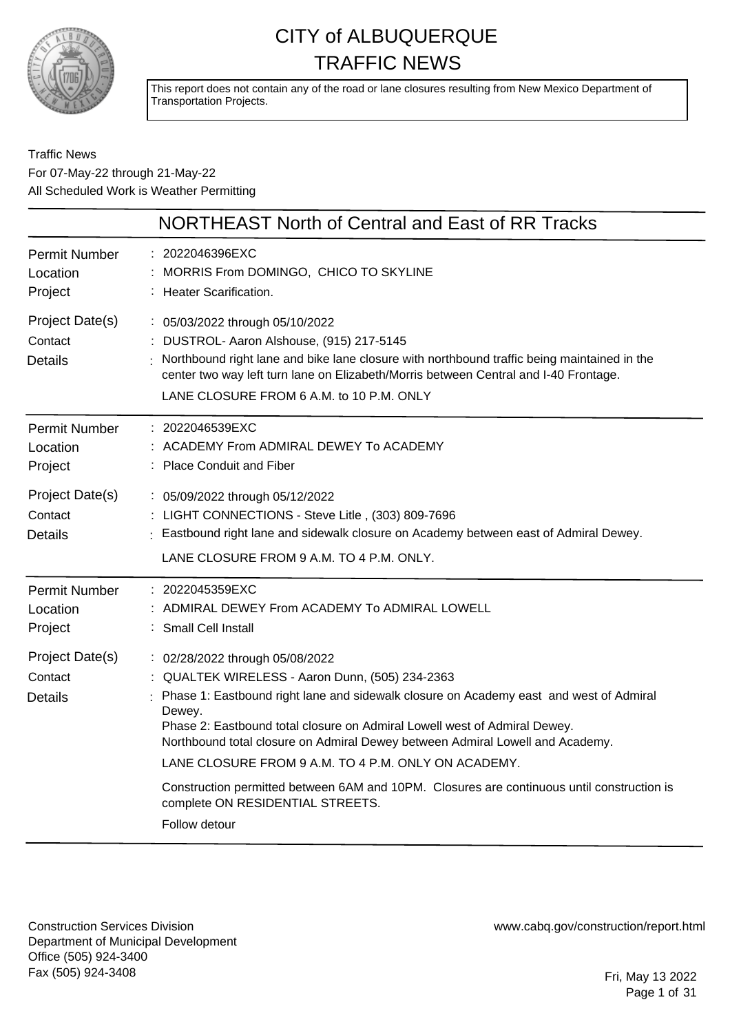# CITY of ALBUQUERQUE
# TRAFFIC NEWS

This report does not contain any of the road or lane closures resulting from New Mexico Department of Transportation Projects.

Traffic News
For 07-May-22 through 21-May-22
All Scheduled Work is Weather Permitting

## NORTHEAST North of Central and East of RR Tracks

**Permit Number** : 2022046396EXC
**Location** : MORRIS From DOMINGO, CHICO TO SKYLINE
**Project** : Heater Scarification.
**Project Date(s)** : 05/03/2022 through 05/10/2022
**Contact** : DUSTROL- Aaron Alshouse, (915) 217-5145
**Details** : Northbound right lane and bike lane closure with northbound traffic being maintained in the center two way left turn lane on Elizabeth/Morris between Central and I-40 Frontage.

LANE CLOSURE FROM 6 A.M. to 10 P.M. ONLY

---

**Permit Number** : 2022046539EXC
**Location** : ACADEMY From ADMIRAL DEWEY To ACADEMY
**Project** : Place Conduit and Fiber
**Project Date(s)** : 05/09/2022 through 05/12/2022
**Contact** : LIGHT CONNECTIONS - Steve Litle , (303) 809-7696
**Details** : Eastbound right lane and sidewalk closure on Academy between east of Admiral Dewey.

LANE CLOSURE FROM 9 A.M. TO 4 P.M. ONLY.

---

**Permit Number** : 2022045359EXC
**Location** : ADMIRAL DEWEY From ACADEMY To ADMIRAL LOWELL
**Project** : Small Cell Install
**Project Date(s)** : 02/28/2022 through 05/08/2022
**Contact** : QUALTEK WIRELESS - Aaron Dunn, (505) 234-2363
**Details** : Phase 1: Eastbound right lane and sidewalk closure on Academy east and west of Admiral Dewey.
Phase 2: Eastbound total closure on Admiral Lowell west of Admiral Dewey.
Northbound total closure on Admiral Dewey between Admiral Lowell and Academy.

LANE CLOSURE FROM 9 A.M. TO 4 P.M. ONLY ON ACADEMY.

Construction permitted between 6AM and 10PM. Closures are continuous until construction is complete ON RESIDENTIAL STREETS.

Follow detour

---

Construction Services Division
Department of Municipal Development
Office (505) 924-3400
Fax (505) 924-3408

www.cabq.gov/construction/report.html

Fri, May 13 2022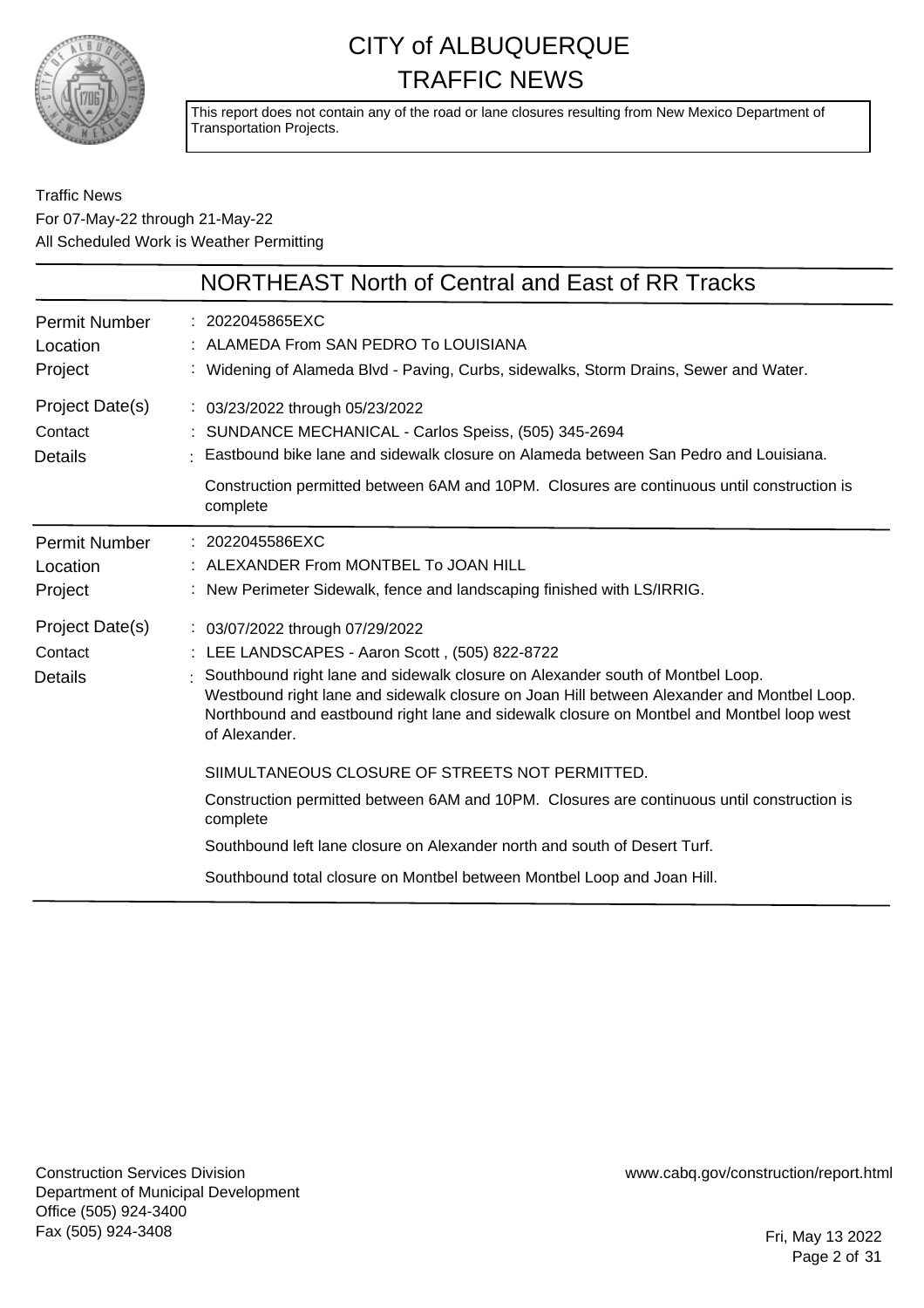# CITY of ALBUQUERQUE TRAFFIC NEWS

This report does not contain any of the road or lane closures resulting from New Mexico Department of Transportation Projects.

Traffic News
For 07-May-22 through 21-May-22
All Scheduled Work is Weather Permitting

## NORTHEAST North of Central and East of RR Tracks

| | |
|---|---|
| Permit Number | : 2022045865EXC |
| Location | : ALAMEDA From SAN PEDRO To LOUISIANA |
| Project | : Widening of Alameda Blvd - Paving, Curbs, sidewalks, Storm Drains, Sewer and Water. |
| Project Date(s) | : 03/23/2022 through 05/23/2022 |
| Contact | : SUNDANCE MECHANICAL - Carlos Speiss, (505) 345-2694 |
| Details | : Eastbound bike lane and sidewalk closure on Alameda between San Pedro and Louisiana.<br><br>Construction permitted between 6AM and 10PM. Closures are continuous until construction is complete |

| | |
|---|---|
| Permit Number | : 2022045586EXC |
| Location | : ALEXANDER From MONTBEL To JOAN HILL |
| Project | : New Perimeter Sidewalk, fence and landscaping finished with LS/IRRIG. |
| Project Date(s) | : 03/07/2022 through 07/29/2022 |
| Contact | : LEE LANDSCAPES - Aaron Scott , (505) 822-8722 |
| Details | : Southbound right lane and sidewalk closure on Alexander south of Montbel Loop.<br>Westbound right lane and sidewalk closure on Joan Hill between Alexander and Montbel Loop.<br>Northbound and eastbound right lane and sidewalk closure on Montbel and Montbel loop west of Alexander.<br><br>SIIMULTANEOUS CLOSURE OF STREETS NOT PERMITTED.<br><br>Construction permitted between 6AM and 10PM. Closures are continuous until construction is complete<br><br>Southbound left lane closure on Alexander north and south of Desert Turf.<br><br>Southbound total closure on Montbel between Montbel Loop and Joan Hill. |

Construction Services Division
Department of Municipal Development
Office (505) 924-3400
Fax (505) 924-3408

www.cabq.gov/construction/report.html

Fri, May 13 2022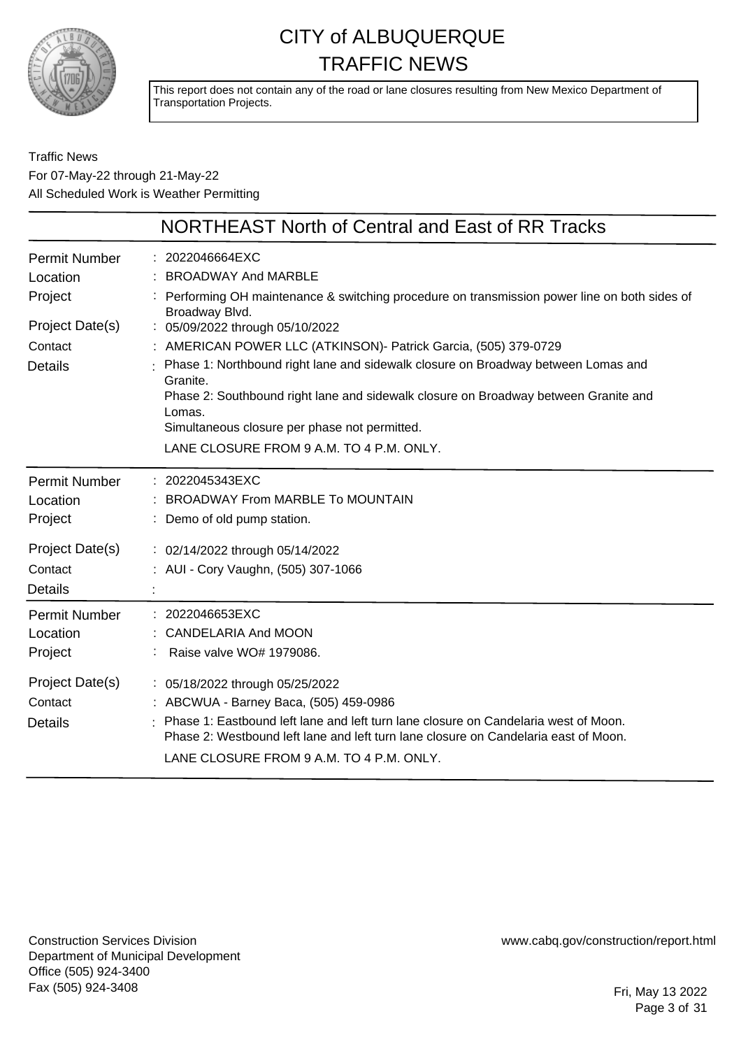# CITY of ALBUQUERQUE TRAFFIC NEWS

This report does not contain any of the road or lane closures resulting from New Mexico Department of Transportation Projects.

Traffic News
For 07-May-22 through 21-May-22
All Scheduled Work is Weather Permitting

## NORTHEAST North of Central and East of RR Tracks

| | |
|---|---|
| Permit Number | : 2022046664EXC |
| Location | : BROADWAY And MARBLE |
| Project | : Performing OH maintenance & switching procedure on transmission power line on both sides of Broadway Blvd. |
| Project Date(s) | : 05/09/2022 through 05/10/2022 |
| Contact | : AMERICAN POWER LLC (ATKINSON)- Patrick Garcia, (505) 379-0729 |
| Details | : Phase 1: Northbound right lane and sidewalk closure on Broadway between Lomas and Granite.<br>Phase 2: Southbound right lane and sidewalk closure on Broadway between Granite and Lomas.<br>Simultaneous closure per phase not permitted.<br>LANE CLOSURE FROM 9 A.M. TO 4 P.M. ONLY. |

| | |
|---|---|
| Permit Number | : 2022045343EXC |
| Location | : BROADWAY From MARBLE To MOUNTAIN |
| Project | : Demo of old pump station. |
| Project Date(s) | : 02/14/2022 through 05/14/2022 |
| Contact | : AUI - Cory Vaughn, (505) 307-1066 |
| Details | : |

| | |
|---|---|
| Permit Number | : 2022046653EXC |
| Location | : CANDELARIA And MOON |
| Project | : Raise valve WO# 1979086. |
| Project Date(s) | : 05/18/2022 through 05/25/2022 |
| Contact | : ABCWUA - Barney Baca, (505) 459-0986 |
| Details | : Phase 1: Eastbound left lane and left turn lane closure on Candelaria west of Moon.<br>Phase 2: Westbound left lane and left turn lane closure on Candelaria east of Moon.<br>LANE CLOSURE FROM 9 A.M. TO 4 P.M. ONLY. |

Construction Services Division
Department of Municipal Development
Office (505) 924-3400
Fax (505) 924-3408

www.cabq.gov/construction/report.html

Fri, May 13 2022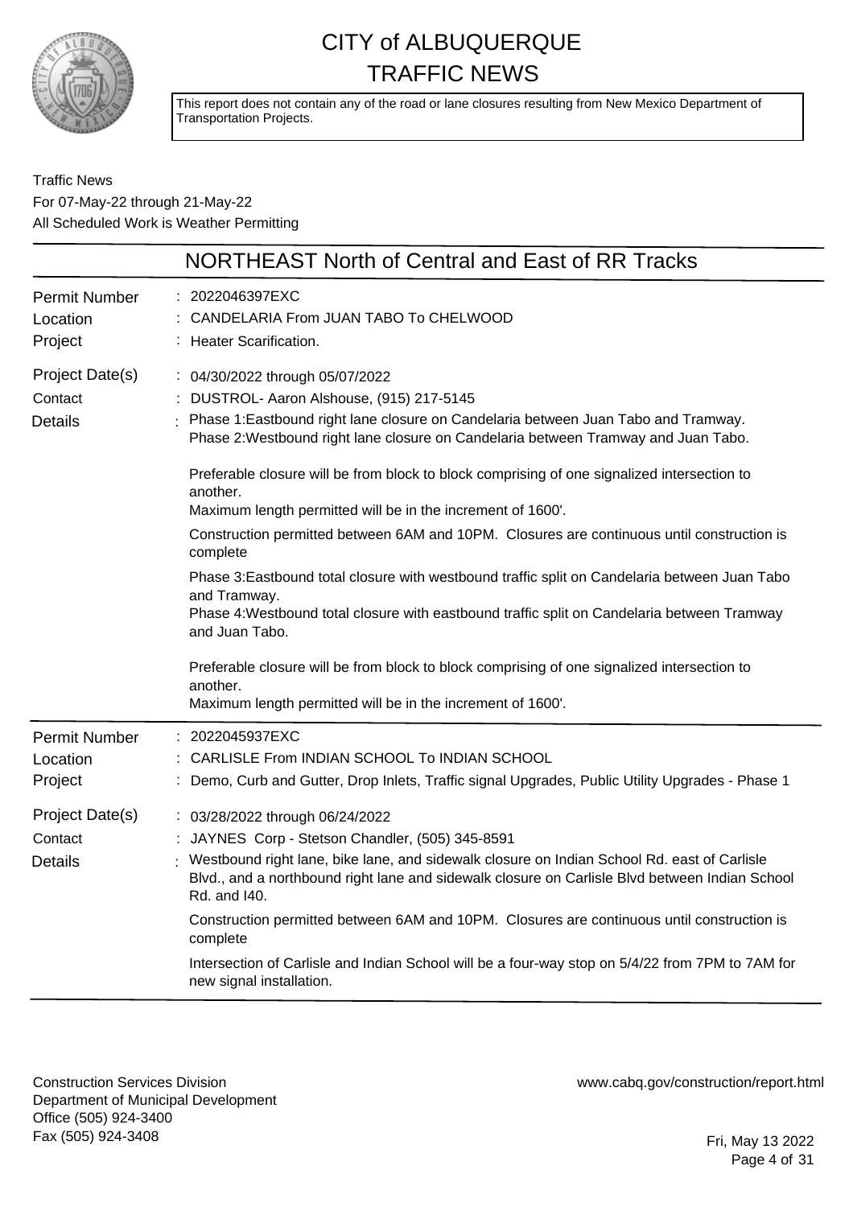# CITY of ALBUQUERQUE TRAFFIC NEWS

This report does not contain any of the road or lane closures resulting from New Mexico Department of Transportation Projects.

Traffic News
For 07-May-22 through 21-May-22
All Scheduled Work is Weather Permitting

## NORTHEAST North of Central and East of RR Tracks

**Permit Number** : 2022046397EXC
**Location** : CANDELARIA From JUAN TABO To CHELWOOD
**Project** : Heater Scarification.

**Project Date(s)** : 04/30/2022 through 05/07/2022
**Contact** : DUSTROL- Aaron Alshouse, (915) 217-5145
**Details** : Phase 1:Eastbound right lane closure on Candelaria between Juan Tabo and Tramway.
Phase 2:Westbound right lane closure on Candelaria between Tramway and Juan Tabo.

Preferable closure will be from block to block comprising of one signalized intersection to another.
Maximum length permitted will be in the increment of 1600'.

Construction permitted between 6AM and 10PM. Closures are continuous until construction is complete

Phase 3:Eastbound total closure with westbound traffic split on Candelaria between Juan Tabo and Tramway.
Phase 4:Westbound total closure with eastbound traffic split on Candelaria between Tramway and Juan Tabo.

Preferable closure will be from block to block comprising of one signalized intersection to another.
Maximum length permitted will be in the increment of 1600'.

---

**Permit Number** : 2022045937EXC
**Location** : CARLISLE From INDIAN SCHOOL To INDIAN SCHOOL
**Project** : Demo, Curb and Gutter, Drop Inlets, Traffic signal Upgrades, Public Utility Upgrades - Phase 1

**Project Date(s)** : 03/28/2022 through 06/24/2022
**Contact** : JAYNES Corp - Stetson Chandler, (505) 345-8591
**Details** : Westbound right lane, bike lane, and sidewalk closure on Indian School Rd. east of Carlisle Blvd., and a northbound right lane and sidewalk closure on Carlisle Blvd between Indian School Rd. and I40.

Construction permitted between 6AM and 10PM. Closures are continuous until construction is complete

Intersection of Carlisle and Indian School will be a four-way stop on 5/4/22 from 7PM to 7AM for new signal installation.

---

Construction Services Division
Department of Municipal Development
Office (505) 924-3400
Fax (505) 924-3408

www.cabq.gov/construction/report.html

Fri, May 13 2022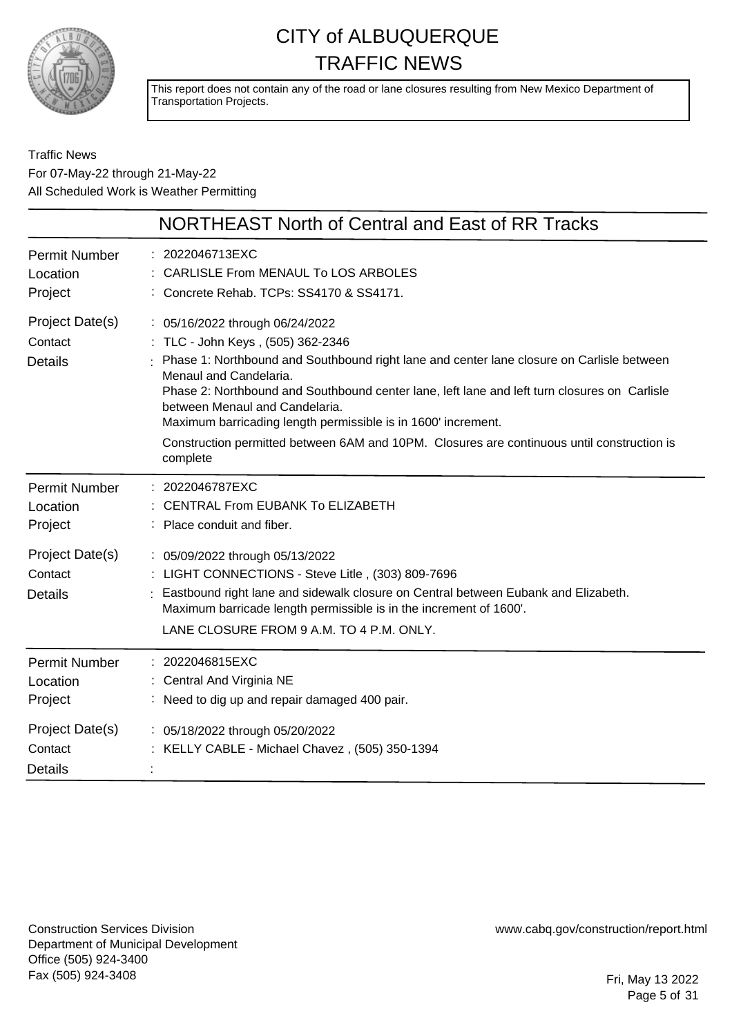# CITY of ALBUQUERQUE TRAFFIC NEWS

This report does not contain any of the road or lane closures resulting from New Mexico Department of Transportation Projects.

Traffic News
For 07-May-22 through 21-May-22
All Scheduled Work is Weather Permitting

## NORTHEAST North of Central and East of RR Tracks

| | |
|---|---|
| Permit Number | : 2022046713EXC |
| Location | : CARLISLE From MENAUL To LOS ARBOLES |
| Project | : Concrete Rehab. TCPs: SS4170 & SS4171. |
| Project Date(s) | : 05/16/2022 through 06/24/2022 |
| Contact | : TLC - John Keys , (505) 362-2346 |
| Details | : Phase 1: Northbound and Southbound right lane and center lane closure on Carlisle between Menaul and Candelaria.<br>Phase 2: Northbound and Southbound center lane, left lane and left turn closures on Carlisle between Menaul and Candelaria.<br>Maximum barricading length permissible is in 1600' increment.<br>Construction permitted between 6AM and 10PM. Closures are continuous until construction is complete |

| | |
|---|---|
| Permit Number | : 2022046787EXC |
| Location | : CENTRAL From EUBANK To ELIZABETH |
| Project | : Place conduit and fiber. |
| Project Date(s) | : 05/09/2022 through 05/13/2022 |
| Contact | : LIGHT CONNECTIONS - Steve Litle , (303) 809-7696 |
| Details | : Eastbound right lane and sidewalk closure on Central between Eubank and Elizabeth.<br>Maximum barricade length permissible is in the increment of 1600'.<br>LANE CLOSURE FROM 9 A.M. TO 4 P.M. ONLY. |

| | |
|---|---|
| Permit Number | : 2022046815EXC |
| Location | : Central And Virginia NE |
| Project | : Need to dig up and repair damaged 400 pair. |
| Project Date(s) | : 05/18/2022 through 05/20/2022 |
| Contact | : KELLY CABLE - Michael Chavez , (505) 350-1394 |
| Details | : |

Construction Services Division
Department of Municipal Development
Office (505) 924-3400
Fax (505) 924-3408

www.cabq.gov/construction/report.html

Fri, May 13 2022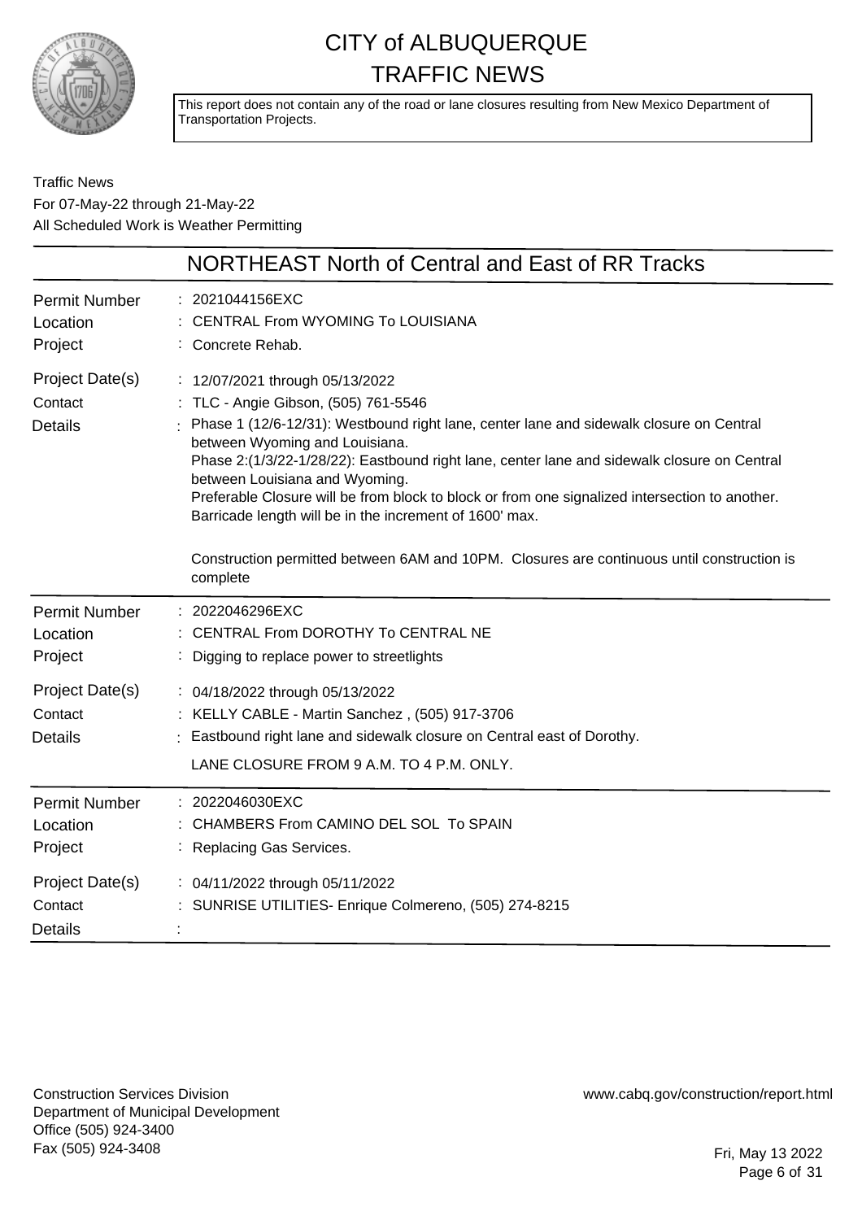# CITY of ALBUQUERQUE
# TRAFFIC NEWS

This report does not contain any of the road or lane closures resulting from New Mexico Department of Transportation Projects.

Traffic News
For 07-May-22 through 21-May-22
All Scheduled Work is Weather Permitting

## NORTHEAST North of Central and East of RR Tracks

| | |
|---|---|
| Permit Number | : 2021044156EXC |
| Location | : CENTRAL From WYOMING To LOUISIANA |
| Project | : Concrete Rehab. |
| Project Date(s) | : 12/07/2021 through 05/13/2022 |
| Contact | : TLC - Angie Gibson, (505) 761-5546 |
| Details | : Phase 1 (12/6-12/31): Westbound right lane, center lane and sidewalk closure on Central between Wyoming and Louisiana.<br>Phase 2:(1/3/22-1/28/22): Eastbound right lane, center lane and sidewalk closure on Central between Louisiana and Wyoming.<br>Preferable Closure will be from block to block or from one signalized intersection to another. Barricade length will be in the increment of 1600' max.<br><br>Construction permitted between 6AM and 10PM. Closures are continuous until construction is complete |

| | |
|---|---|
| Permit Number | : 2022046296EXC |
| Location | : CENTRAL From DOROTHY To CENTRAL NE |
| Project | : Digging to replace power to streetlights |
| Project Date(s) | : 04/18/2022 through 05/13/2022 |
| Contact | : KELLY CABLE - Martin Sanchez , (505) 917-3706 |
| Details | : Eastbound right lane and sidewalk closure on Central east of Dorothy.<br><br>LANE CLOSURE FROM 9 A.M. TO 4 P.M. ONLY. |

| | |
|---|---|
| Permit Number | : 2022046030EXC |
| Location | : CHAMBERS From CAMINO DEL SOL To SPAIN |
| Project | : Replacing Gas Services. |
| Project Date(s) | : 04/11/2022 through 05/11/2022 |
| Contact | : SUNRISE UTILITIES- Enrique Colmereno, (505) 274-8215 |
| Details | : |

Construction Services Division
Department of Municipal Development
Office (505) 924-3400
Fax (505) 924-3408

www.cabq.gov/construction/report.html

Fri, May 13 2022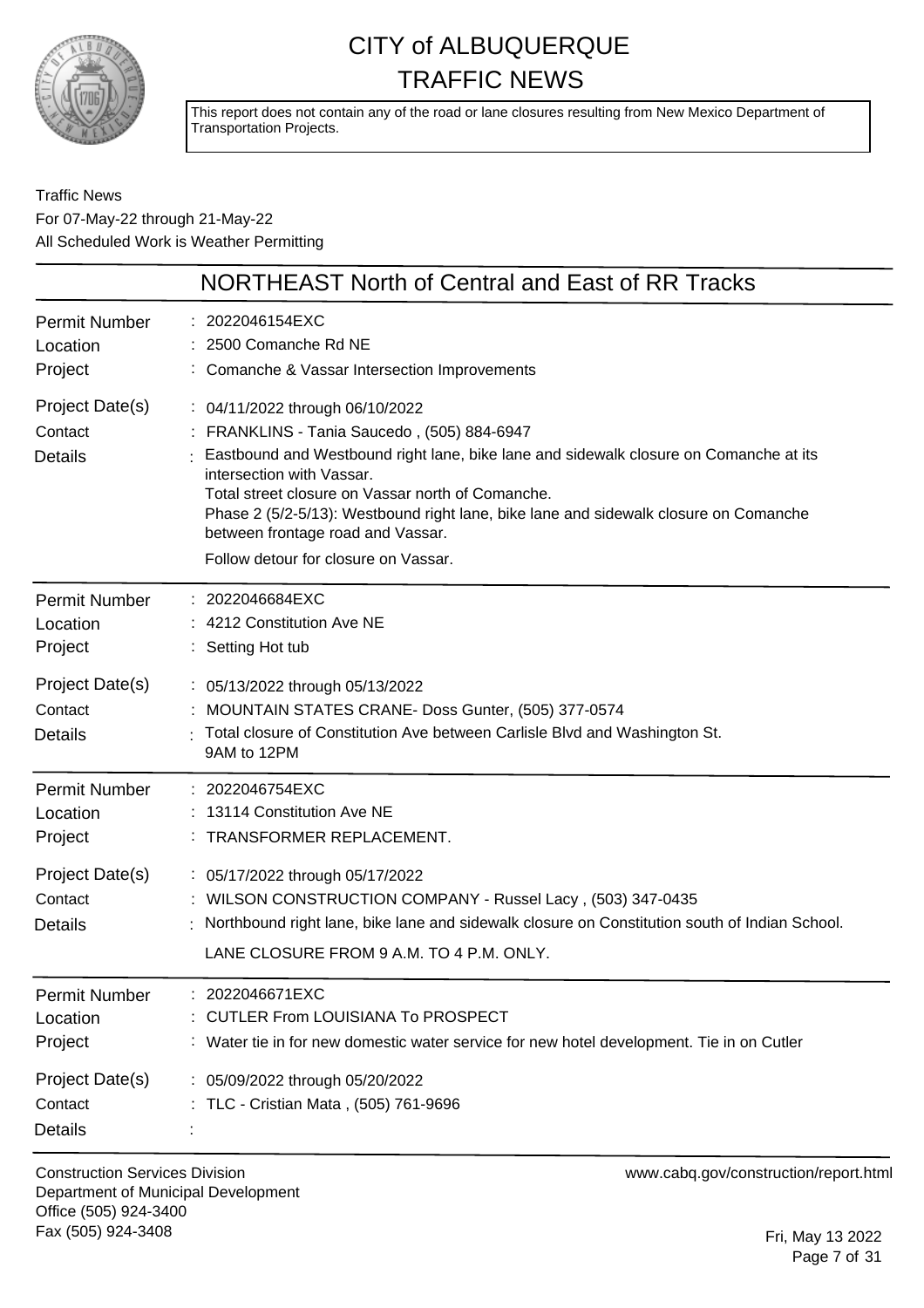This report does not contain any of the road or lane closures resulting from New Mexico Department of Transportation Projects.

Traffic News
For 07-May-22 through 21-May-22
All Scheduled Work is Weather Permitting

## NORTHEAST North of Central and East of RR Tracks

| | |
|---|---|
| Permit Number | : 2022046154EXC |
| Location | : 2500 Comanche Rd NE |
| Project | : Comanche & Vassar Intersection Improvements |
| Project Date(s) | : 04/11/2022 through 06/10/2022 |
| Contact | : FRANKLINS - Tania Saucedo , (505) 884-6947 |
| Details | : Eastbound and Westbound right lane, bike lane and sidewalk closure on Comanche at its intersection with Vassar.<br>Total street closure on Vassar north of Comanche.<br>Phase 2 (5/2-5/13): Westbound right lane, bike lane and sidewalk closure on Comanche between frontage road and Vassar.<br>Follow detour for closure on Vassar. |

| | |
|---|---|
| Permit Number | : 2022046684EXC |
| Location | : 4212 Constitution Ave NE |
| Project | : Setting Hot tub |
| Project Date(s) | : 05/13/2022 through 05/13/2022 |
| Contact | : MOUNTAIN STATES CRANE- Doss Gunter, (505) 377-0574 |
| Details | : Total closure of Constitution Ave between Carlisle Blvd and Washington St.<br>9AM to 12PM |

| | |
|---|---|
| Permit Number | : 2022046754EXC |
| Location | : 13114 Constitution Ave NE |
| Project | : TRANSFORMER REPLACEMENT. |
| Project Date(s) | : 05/17/2022 through 05/17/2022 |
| Contact | : WILSON CONSTRUCTION COMPANY - Russel Lacy , (503) 347-0435 |
| Details | : Northbound right lane, bike lane and sidewalk closure on Constitution south of Indian School.<br>LANE CLOSURE FROM 9 A.M. TO 4 P.M. ONLY. |

| | |
|---|---|
| Permit Number | : 2022046671EXC |
| Location | : CUTLER From LOUISIANA To PROSPECT |
| Project | : Water tie in for new domestic water service for new hotel development. Tie in on Cutler |
| Project Date(s) | : 05/09/2022 through 05/20/2022 |
| Contact | : TLC - Cristian Mata , (505) 761-9696 |
| Details | : |

Construction Services Division
Department of Municipal Development
Office (505) 924-3400
Fax (505) 924-3408

www.cabq.gov/construction/report.html

Fri, May 13 2022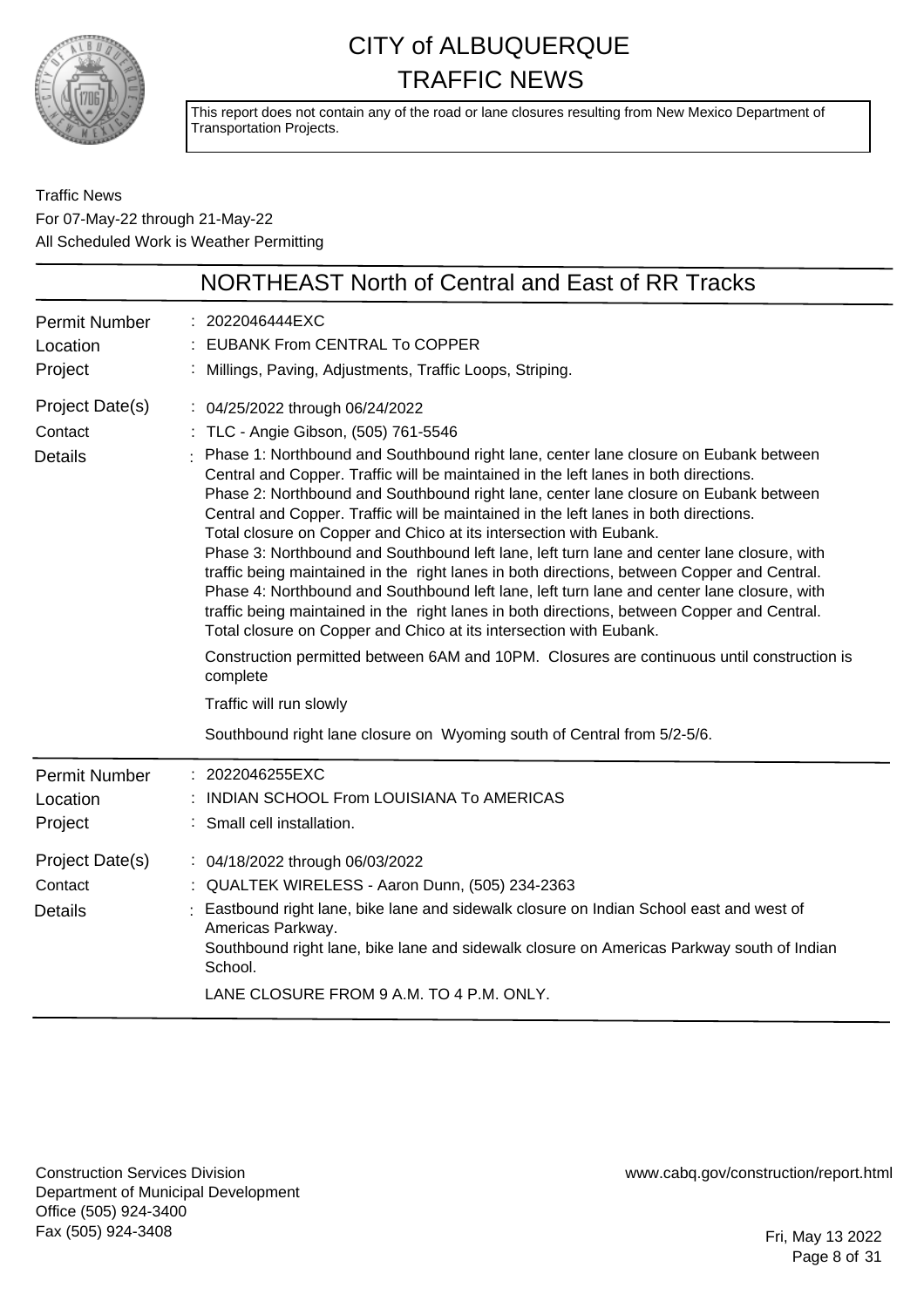# CITY of ALBUQUERQUE TRAFFIC NEWS

This report does not contain any of the road or lane closures resulting from New Mexico Department of Transportation Projects.

Traffic News
For 07-May-22 through 21-May-22
All Scheduled Work is Weather Permitting

## NORTHEAST North of Central and East of RR Tracks

**Permit Number**: 2022046444EXC
**Location**: EUBANK From CENTRAL To COPPER
**Project**: Millings, Paving, Adjustments, Traffic Loops, Striping.
**Project Date(s)**: 04/25/2022 through 06/24/2022
**Contact**: TLC - Angie Gibson, (505) 761-5546
**Details**:
Phase 1: Northbound and Southbound right lane, center lane closure on Eubank between Central and Copper. Traffic will be maintained in the left lanes in both directions.
Phase 2: Northbound and Southbound right lane, center lane closure on Eubank between Central and Copper. Traffic will be maintained in the left lanes in both directions.
Total closure on Copper and Chico at its intersection with Eubank.
Phase 3: Northbound and Southbound left lane, left turn lane and center lane closure, with traffic being maintained in the right lanes in both directions, between Copper and Central.
Phase 4: Northbound and Southbound left lane, left turn lane and center lane closure, with traffic being maintained in the right lanes in both directions, between Copper and Central.
Total closure on Copper and Chico at its intersection with Eubank.

Construction permitted between 6AM and 10PM. Closures are continuous until construction is complete

Traffic will run slowly

Southbound right lane closure on Wyoming south of Central from 5/2-5/6.

---

**Permit Number**: 2022046255EXC
**Location**: INDIAN SCHOOL From LOUISIANA To AMERICAS
**Project**: Small cell installation.
**Project Date(s)**: 04/18/2022 through 06/03/2022
**Contact**: QUALTEK WIRELESS - Aaron Dunn, (505) 234-2363
**Details**:
Eastbound right lane, bike lane and sidewalk closure on Indian School east and west of Americas Parkway.
Southbound right lane, bike lane and sidewalk closure on Americas Parkway south of Indian School.

LANE CLOSURE FROM 9 A.M. TO 4 P.M. ONLY.

---

Construction Services Division
Department of Municipal Development
Office (505) 924-3400
Fax (505) 924-3408

www.cabq.gov/construction/report.html

Fri, May 13 2022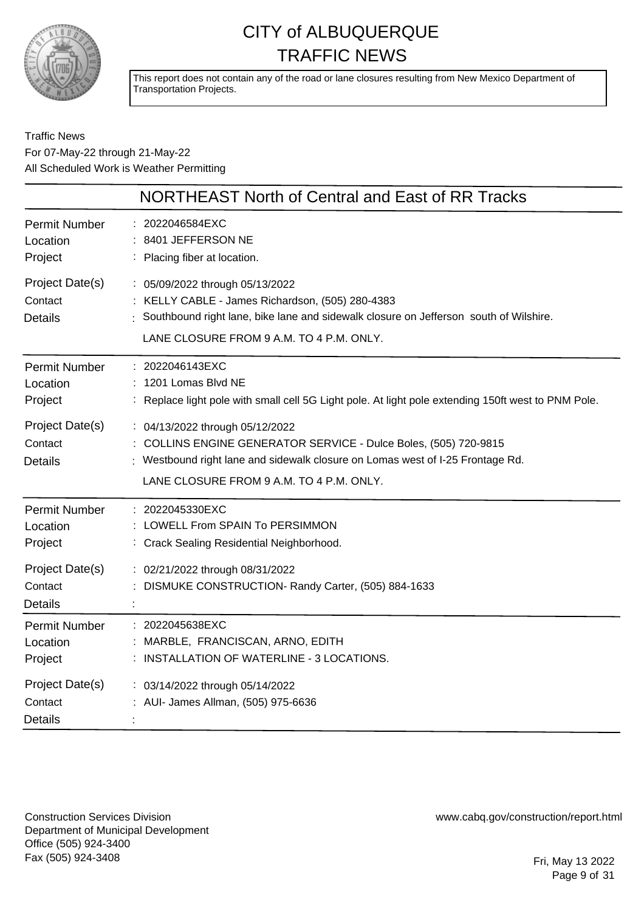# CITY of ALBUQUERQUE TRAFFIC NEWS

This report does not contain any of the road or lane closures resulting from New Mexico Department of Transportation Projects.

Traffic News
For 07-May-22 through 21-May-22
All Scheduled Work is Weather Permitting

## NORTHEAST North of Central and East of RR Tracks

**Permit Number** : 2022046584EXC
**Location** : 8401 JEFFERSON NE
**Project** : Placing fiber at location.
**Project Date(s)** : 05/09/2022 through 05/13/2022
**Contact** : KELLY CABLE - James Richardson, (505) 280-4383
**Details** : Southbound right lane, bike lane and sidewalk closure on Jefferson south of Wilshire.
LANE CLOSURE FROM 9 A.M. TO 4 P.M. ONLY.

---

**Permit Number** : 2022046143EXC
**Location** : 1201 Lomas Blvd NE
**Project** : Replace light pole with small cell 5G Light pole. At light pole extending 150ft west to PNM Pole.
**Project Date(s)** : 04/13/2022 through 05/12/2022
**Contact** : COLLINS ENGINE GENERATOR SERVICE - Dulce Boles, (505) 720-9815
**Details** : Westbound right lane and sidewalk closure on Lomas west of I-25 Frontage Rd.
LANE CLOSURE FROM 9 A.M. TO 4 P.M. ONLY.

---

**Permit Number** : 2022045330EXC
**Location** : LOWELL From SPAIN To PERSIMMON
**Project** : Crack Sealing Residential Neighborhood.
**Project Date(s)** : 02/21/2022 through 08/31/2022
**Contact** : DISMUKE CONSTRUCTION- Randy Carter, (505) 884-1633
**Details** :

---

**Permit Number** : 2022045638EXC
**Location** : MARBLE, FRANCISCAN, ARNO, EDITH
**Project** : INSTALLATION OF WATERLINE - 3 LOCATIONS.
**Project Date(s)** : 03/14/2022 through 05/14/2022
**Contact** : AUI- James Allman, (505) 975-6636
**Details** :

---

Construction Services Division
Department of Municipal Development
Office (505) 924-3400
Fax (505) 924-3408

www.cabq.gov/construction/report.html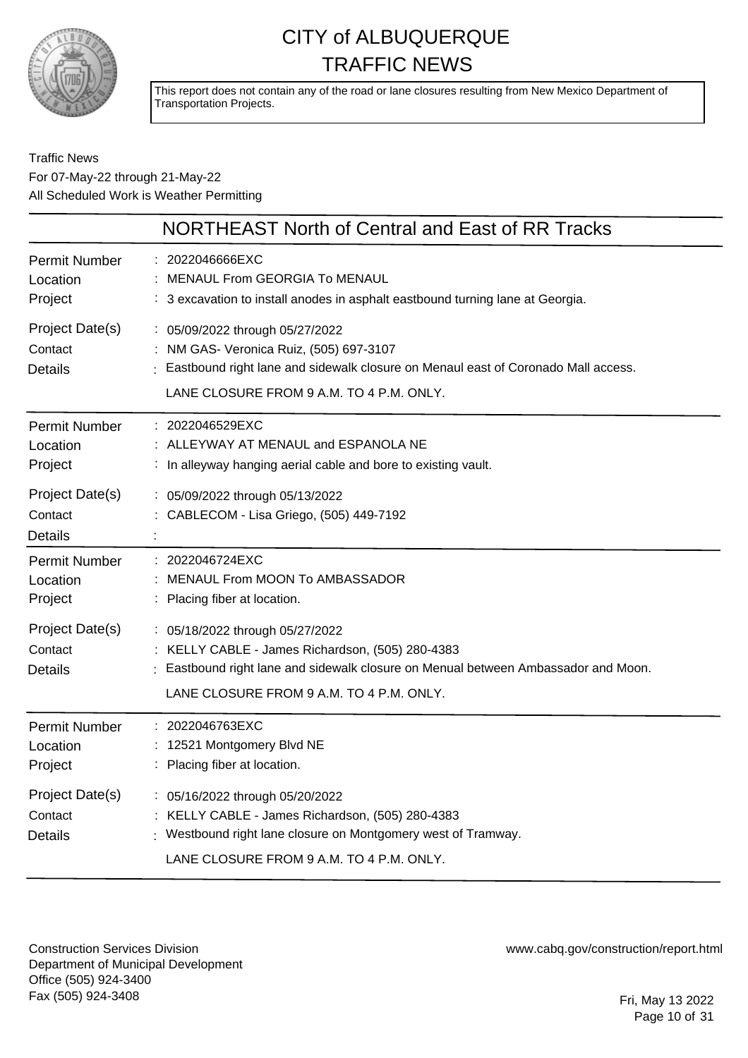# CITY of ALBUQUERQUE TRAFFIC NEWS

This report does not contain any of the road or lane closures resulting from New Mexico Department of Transportation Projects.

Traffic News
For 07-May-22 through 21-May-22
All Scheduled Work is Weather Permitting

## NORTHEAST North of Central and East of RR Tracks

| | |
|---|---|
| Permit Number | 2022046666EXC |
| Location | MENAUL From GEORGIA To MENAUL |
| Project | 3 excavation to install anodes in asphalt eastbound turning lane at Georgia. |
| Project Date(s) | 05/09/2022 through 05/27/2022 |
| Contact | NM GAS- Veronica Ruiz, (505) 697-3107 |
| Details | Eastbound right lane and sidewalk closure on Menaul east of Coronado Mall access. LANE CLOSURE FROM 9 A.M. TO 4 P.M. ONLY. |

| | |
|---|---|
| Permit Number | 2022046529EXC |
| Location | ALLEYWAY AT MENAUL and ESPANOLA NE |
| Project | In alleyway hanging aerial cable and bore to existing vault. |
| Project Date(s) | 05/09/2022 through 05/13/2022 |
| Contact | CABLECOM - Lisa Griego, (505) 449-7192 |
| Details | |

| | |
|---|---|
| Permit Number | 2022046724EXC |
| Location | MENAUL From MOON To AMBASSADOR |
| Project | Placing fiber at location. |
| Project Date(s) | 05/18/2022 through 05/27/2022 |
| Contact | KELLY CABLE - James Richardson, (505) 280-4383 |
| Details | Eastbound right lane and sidewalk closure on Menual between Ambassador and Moon. LANE CLOSURE FROM 9 A.M. TO 4 P.M. ONLY. |

| | |
|---|---|
| Permit Number | 2022046763EXC |
| Location | 12521 Montgomery Blvd NE |
| Project | Placing fiber at location. |
| Project Date(s) | 05/16/2022 through 05/20/2022 |
| Contact | KELLY CABLE - James Richardson, (505) 280-4383 |
| Details | Westbound right lane closure on Montgomery west of Tramway. LANE CLOSURE FROM 9 A.M. TO 4 P.M. ONLY. |

Construction Services Division
Department of Municipal Development
Office (505) 924-3400
Fax (505) 924-3408

www.cabq.gov/construction/report.html

Fri, May 13 2022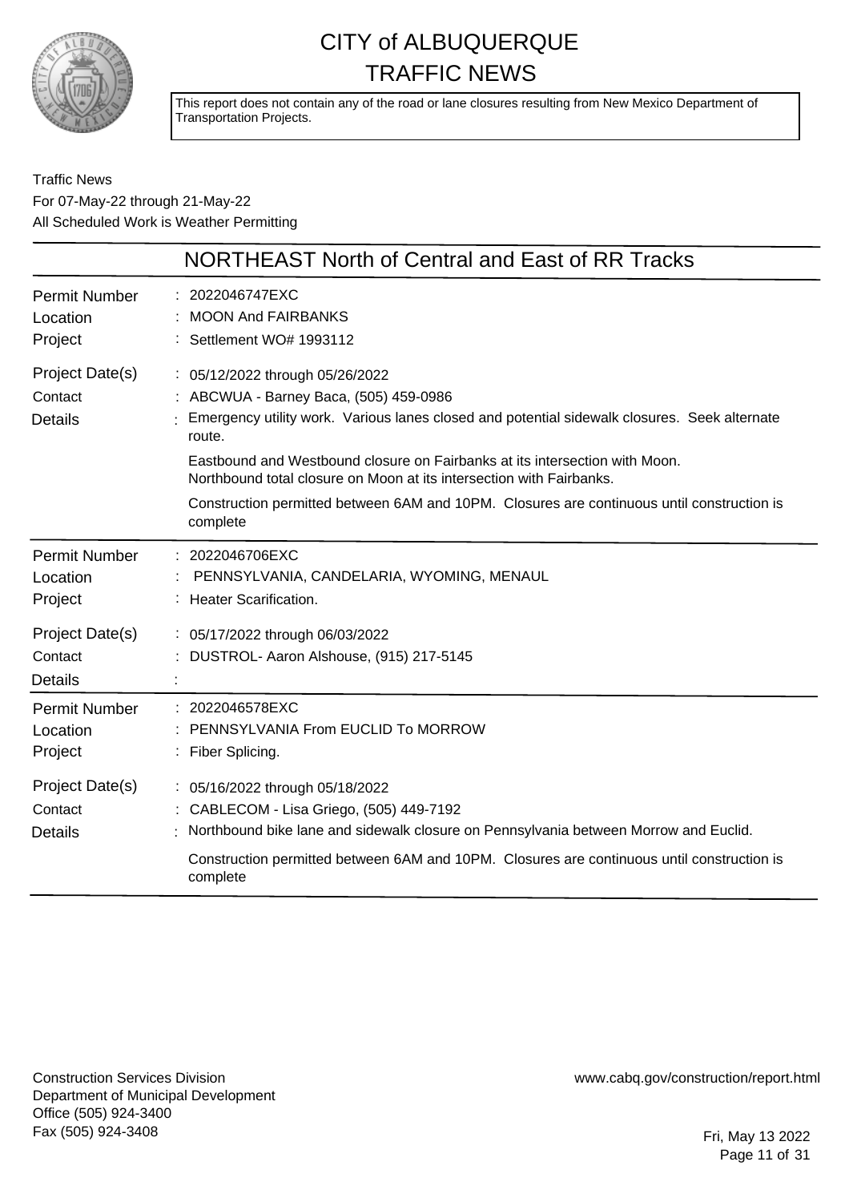# CITY of ALBUQUERQUE TRAFFIC NEWS

This report does not contain any of the road or lane closures resulting from New Mexico Department of Transportation Projects.

Traffic News
For 07-May-22 through 21-May-22
All Scheduled Work is Weather Permitting

## NORTHEAST North of Central and East of RR Tracks

**Permit Number** : 2022046747EXC
**Location** : MOON And FAIRBANKS
**Project** : Settlement WO# 1993112

**Project Date(s)** : 05/12/2022 through 05/26/2022
**Contact** : ABCWUA - Barney Baca, (505) 459-0986
**Details** : Emergency utility work. Various lanes closed and potential sidewalk closures. Seek alternate route.

Eastbound and Westbound closure on Fairbanks at its intersection with Moon.
Northbound total closure on Moon at its intersection with Fairbanks.

Construction permitted between 6AM and 10PM. Closures are continuous until construction is complete

---

**Permit Number** : 2022046706EXC
**Location** : PENNSYLVANIA, CANDELARIA, WYOMING, MENAUL
**Project** : Heater Scarification.

**Project Date(s)** : 05/17/2022 through 06/03/2022
**Contact** : DUSTROL- Aaron Alshouse, (915) 217-5145
**Details** :

---

**Permit Number** : 2022046578EXC
**Location** : PENNSYLVANIA From EUCLID To MORROW
**Project** : Fiber Splicing.

**Project Date(s)** : 05/16/2022 through 05/18/2022
**Contact** : CABLECOM - Lisa Griego, (505) 449-7192
**Details** : Northbound bike lane and sidewalk closure on Pennsylvania between Morrow and Euclid.

Construction permitted between 6AM and 10PM. Closures are continuous until construction is complete

---

Construction Services Division
Department of Municipal Development
Office (505) 924-3400
Fax (505) 924-3408

www.cabq.gov/construction/report.html

Fri, May 13 2022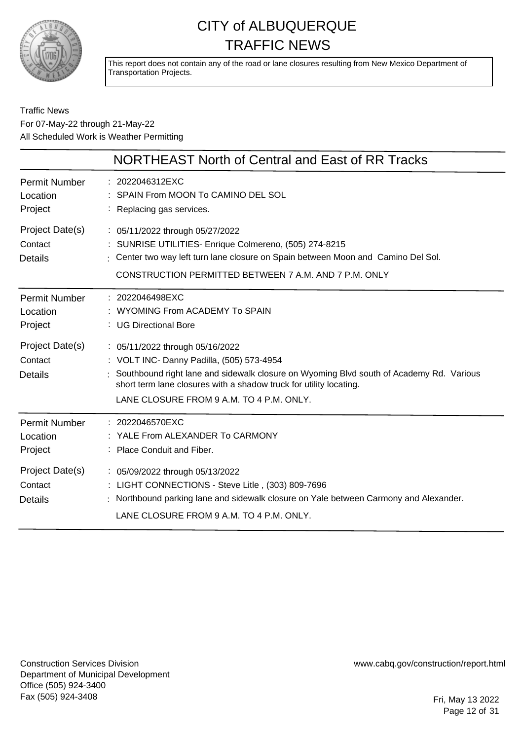# CITY of ALBUQUERQUE TRAFFIC NEWS

This report does not contain any of the road or lane closures resulting from New Mexico Department of Transportation Projects.

Traffic News
For 07-May-22 through 21-May-22
All Scheduled Work is Weather Permitting

## NORTHEAST North of Central and East of RR Tracks

| | |
|---|---|
| Permit Number | : 2022046312EXC |
| Location | : SPAIN From MOON To CAMINO DEL SOL |
| Project | : Replacing gas services. |
| Project Date(s) | : 05/11/2022 through 05/27/2022 |
| Contact | : SUNRISE UTILITIES- Enrique Colmereno, (505) 274-8215 |
| Details | : Center two way left turn lane closure on Spain between Moon and Camino Del Sol. CONSTRUCTION PERMITTED BETWEEN 7 A.M. AND 7 P.M. ONLY |

| | |
|---|---|
| Permit Number | : 2022046498EXC |
| Location | : WYOMING From ACADEMY To SPAIN |
| Project | : UG Directional Bore |
| Project Date(s) | : 05/11/2022 through 05/16/2022 |
| Contact | : VOLT INC- Danny Padilla, (505) 573-4954 |
| Details | : Southbound right lane and sidewalk closure on Wyoming Blvd south of Academy Rd. Various short term lane closures with a shadow truck for utility locating. LANE CLOSURE FROM 9 A.M. TO 4 P.M. ONLY. |

| | |
|---|---|
| Permit Number | : 2022046570EXC |
| Location | : YALE From ALEXANDER To CARMONY |
| Project | : Place Conduit and Fiber. |
| Project Date(s) | : 05/09/2022 through 05/13/2022 |
| Contact | : LIGHT CONNECTIONS - Steve Litle , (303) 809-7696 |
| Details | : Northbound parking lane and sidewalk closure on Yale between Carmony and Alexander. LANE CLOSURE FROM 9 A.M. TO 4 P.M. ONLY. |

Construction Services Division
Department of Municipal Development
Office (505) 924-3400
Fax (505) 924-3408

www.cabq.gov/construction/report.html

Fri, May 13 2022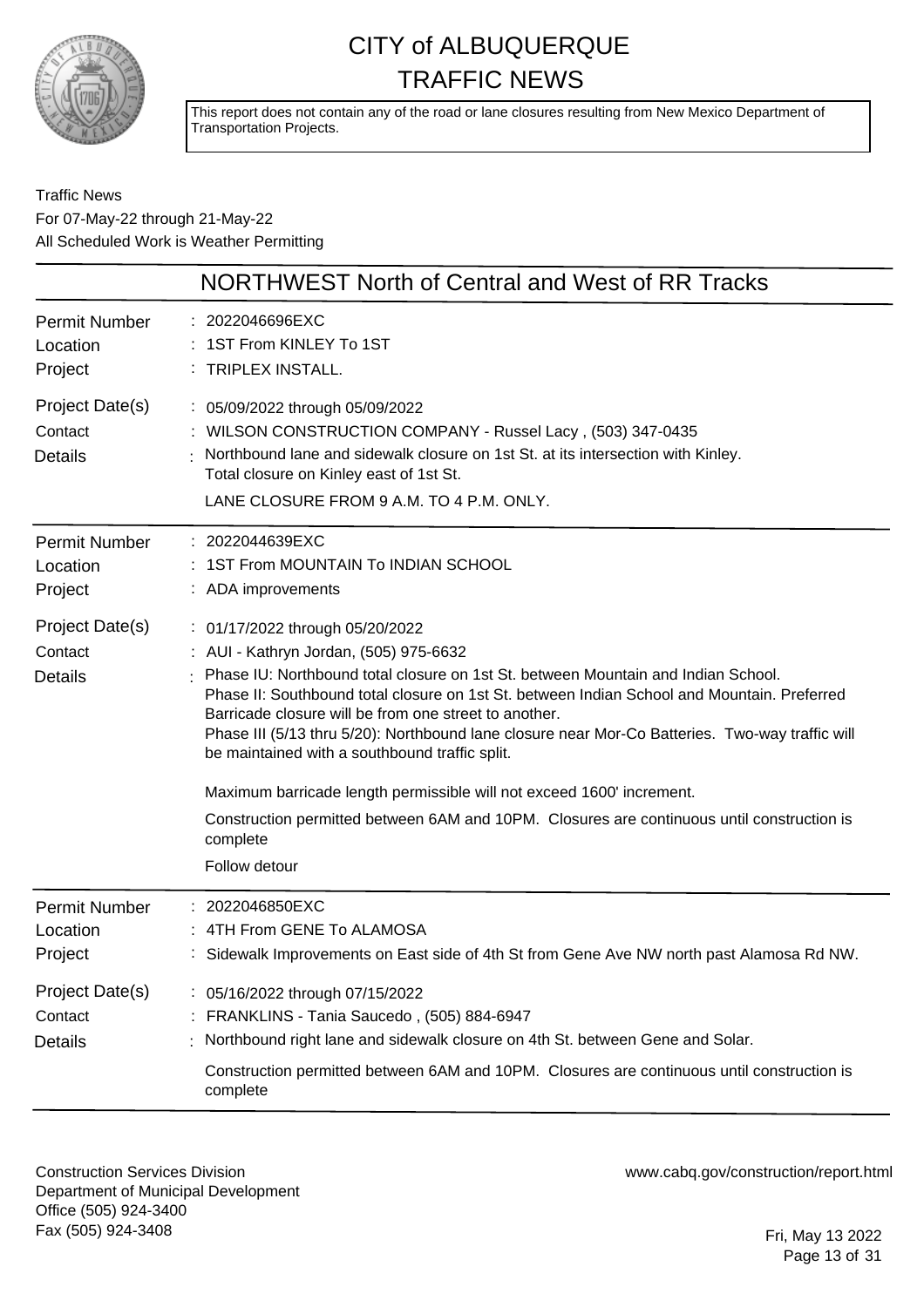# CITY of ALBUQUERQUE
# TRAFFIC NEWS

This report does not contain any of the road or lane closures resulting from New Mexico Department of Transportation Projects.

Traffic News
For 07-May-22 through 21-May-22
All Scheduled Work is Weather Permitting

## NORTHWEST North of Central and West of RR Tracks

**Permit Number** : 2022046696EXC
**Location** : 1ST From KINLEY To 1ST
**Project** : TRIPLEX INSTALL.
**Project Date(s)** : 05/09/2022 through 05/09/2022
**Contact** : WILSON CONSTRUCTION COMPANY - Russel Lacy , (503) 347-0435
**Details** : Northbound lane and sidewalk closure on 1st St. at its intersection with Kinley.
Total closure on Kinley east of 1st St.
LANE CLOSURE FROM 9 A.M. TO 4 P.M. ONLY.

---

**Permit Number** : 2022044639EXC
**Location** : 1ST From MOUNTAIN To INDIAN SCHOOL
**Project** : ADA improvements
**Project Date(s)** : 01/17/2022 through 05/20/2022
**Contact** : AUI - Kathryn Jordan, (505) 975-6632
**Details** : Phase IU: Northbound total closure on 1st St. between Mountain and Indian School.
Phase II: Southbound total closure on 1st St. between Indian School and Mountain. Preferred Barricade closure will be from one street to another.
Phase III (5/13 thru 5/20): Northbound lane closure near Mor-Co Batteries. Two-way traffic will be maintained with a southbound traffic split.

Maximum barricade length permissible will not exceed 1600' increment.

Construction permitted between 6AM and 10PM. Closures are continuous until construction is complete

Follow detour

---

**Permit Number** : 2022046850EXC
**Location** : 4TH From GENE To ALAMOSA
**Project** : Sidewalk Improvements on East side of 4th St from Gene Ave NW north past Alamosa Rd NW.
**Project Date(s)** : 05/16/2022 through 07/15/2022
**Contact** : FRANKLINS - Tania Saucedo , (505) 884-6947
**Details** : Northbound right lane and sidewalk closure on 4th St. between Gene and Solar.

Construction permitted between 6AM and 10PM. Closures are continuous until construction is complete

Construction Services Division
Department of Municipal Development
Office (505) 924-3400
Fax (505) 924-3408

www.cabq.gov/construction/report.html

Fri, May 13 2022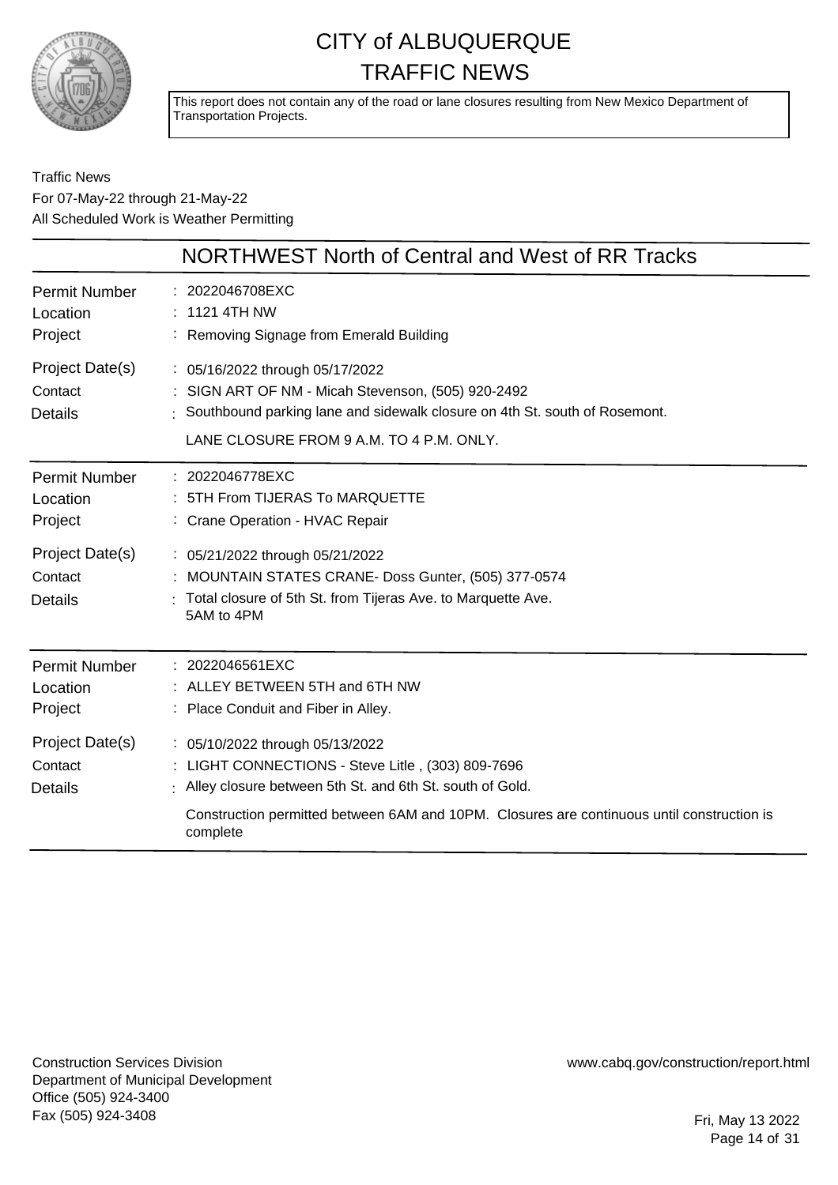# CITY of ALBUQUERQUE TRAFFIC NEWS

This report does not contain any of the road or lane closures resulting from New Mexico Department of Transportation Projects.

Traffic News
For 07-May-22 through 21-May-22
All Scheduled Work is Weather Permitting

## NORTHWEST North of Central and West of RR Tracks

| | |
|---|---|
| Permit Number | 2022046708EXC |
| Location | 1121 4TH NW |
| Project | Removing Signage from Emerald Building |
| Project Date(s) | 05/16/2022 through 05/17/2022 |
| Contact | SIGN ART OF NM - Micah Stevenson, (505) 920-2492 |
| Details | Southbound parking lane and sidewalk closure on 4th St. south of Rosemont. LANE CLOSURE FROM 9 A.M. TO 4 P.M. ONLY. |

| | |
|---|---|
| Permit Number | 2022046778EXC |
| Location | 5TH From TIJERAS To MARQUETTE |
| Project | Crane Operation - HVAC Repair |
| Project Date(s) | 05/21/2022 through 05/21/2022 |
| Contact | MOUNTAIN STATES CRANE- Doss Gunter, (505) 377-0574 |
| Details | Total closure of 5th St. from Tijeras Ave. to Marquette Ave. 5AM to 4PM |

| | |
|---|---|
| Permit Number | 2022046561EXC |
| Location | ALLEY BETWEEN 5TH and 6TH NW |
| Project | Place Conduit and Fiber in Alley. |
| Project Date(s) | 05/10/2022 through 05/13/2022 |
| Contact | LIGHT CONNECTIONS - Steve Litle , (303) 809-7696 |
| Details | Alley closure between 5th St. and 6th St. south of Gold. Construction permitted between 6AM and 10PM. Closures are continuous until construction is complete |

Construction Services Division
Department of Municipal Development
Office (505) 924-3400
Fax (505) 924-3408

www.cabq.gov/construction/report.html

Fri, May 13 2022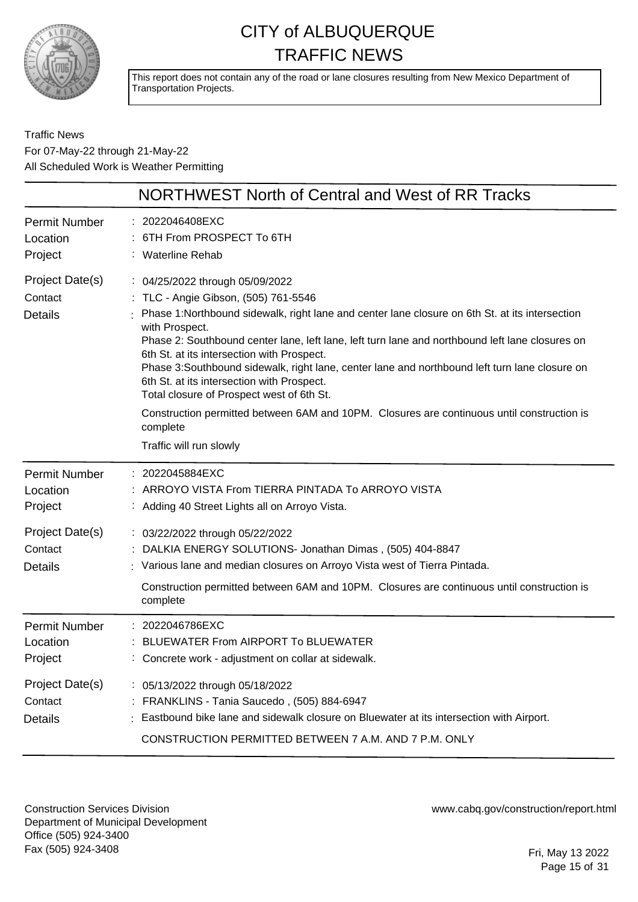# CITY of ALBUQUERQUE TRAFFIC NEWS

This report does not contain any of the road or lane closures resulting from New Mexico Department of Transportation Projects.

Traffic News
For 07-May-22 through 21-May-22
All Scheduled Work is Weather Permitting

## NORTHWEST North of Central and West of RR Tracks

| | |
|---|---|
| Permit Number | 2022046408EXC |
| Location | 6TH From PROSPECT To 6TH |
| Project | Waterline Rehab |
| Project Date(s) | 04/25/2022 through 05/09/2022 |
| Contact | TLC - Angie Gibson, (505) 761-5546 |
| Details | Phase 1:Northbound sidewalk, right lane and center lane closure on 6th St. at its intersection with Prospect. Phase 2: Southbound center lane, left lane, left turn lane and northbound left lane closures on 6th St. at its intersection with Prospect. Phase 3:Southbound sidewalk, right lane, center lane and northbound left turn lane closure on 6th St. at its intersection with Prospect. Total closure of Prospect west of 6th St. <br><br> Construction permitted between 6AM and 10PM. Closures are continuous until construction is complete <br><br> Traffic will run slowly |

| | |
|---|---|
| Permit Number | 2022045884EXC |
| Location | ARROYO VISTA From TIERRA PINTADA To ARROYO VISTA |
| Project | Adding 40 Street Lights all on Arroyo Vista. |
| Project Date(s) | 03/22/2022 through 05/22/2022 |
| Contact | DALKIA ENERGY SOLUTIONS- Jonathan Dimas , (505) 404-8847 |
| Details | Various lane and median closures on Arroyo Vista west of Tierra Pintada. <br><br> Construction permitted between 6AM and 10PM. Closures are continuous until construction is complete |

| | |
|---|---|
| Permit Number | 2022046786EXC |
| Location | BLUEWATER From AIRPORT To BLUEWATER |
| Project | Concrete work - adjustment on collar at sidewalk. |
| Project Date(s) | 05/13/2022 through 05/18/2022 |
| Contact | FRANKLINS - Tania Saucedo , (505) 884-6947 |
| Details | Eastbound bike lane and sidewalk closure on Bluewater at its intersection with Airport. <br><br> CONSTRUCTION PERMITTED BETWEEN 7 A.M. AND 7 P.M. ONLY |

Construction Services Division
Department of Municipal Development
Office (505) 924-3400
Fax (505) 924-3408

www.cabq.gov/construction/report.html

Fri, May 13 2022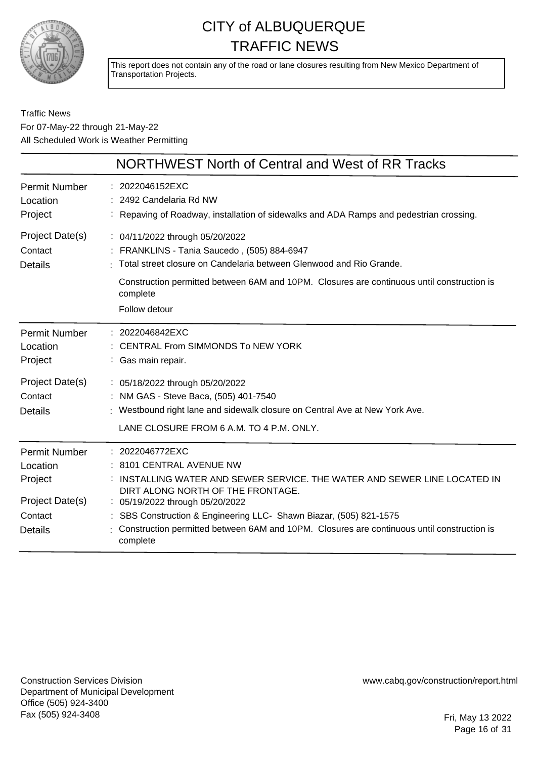# CITY of ALBUQUERQUE TRAFFIC NEWS

This report does not contain any of the road or lane closures resulting from New Mexico Department of Transportation Projects.

Traffic News
For 07-May-22 through 21-May-22
All Scheduled Work is Weather Permitting

## NORTHWEST North of Central and West of RR Tracks

| | |
|---|---|
| Permit Number | 2022046152EXC |
| Location | 2492 Candelaria Rd NW |
| Project | Repaving of Roadway, installation of sidewalks and ADA Ramps and pedestrian crossing. |
| Project Date(s) | 04/11/2022 through 05/20/2022 |
| Contact | FRANKLINS - Tania Saucedo , (505) 884-6947 |
| Details | Total street closure on Candelaria between Glenwood and Rio Grande.<br>Construction permitted between 6AM and 10PM. Closures are continuous until construction is complete<br>Follow detour |

| | |
|---|---|
| Permit Number | 2022046842EXC |
| Location | CENTRAL From SIMMONDS To NEW YORK |
| Project | Gas main repair. |
| Project Date(s) | 05/18/2022 through 05/20/2022 |
| Contact | NM GAS - Steve Baca, (505) 401-7540 |
| Details | Westbound right lane and sidewalk closure on Central Ave at New York Ave.<br>LANE CLOSURE FROM 6 A.M. TO 4 P.M. ONLY. |

| | |
|---|---|
| Permit Number | 2022046772EXC |
| Location | 8101 CENTRAL AVENUE NW |
| Project | INSTALLING WATER AND SEWER SERVICE. THE WATER AND SEWER LINE LOCATED IN DIRT ALONG NORTH OF THE FRONTAGE. |
| Project Date(s) | 05/19/2022 through 05/20/2022 |
| Contact | SBS Construction & Engineering LLC- Shawn Biazar, (505) 821-1575 |
| Details | Construction permitted between 6AM and 10PM. Closures are continuous until construction is complete |

Construction Services Division
Department of Municipal Development
Office (505) 924-3400
Fax (505) 924-3408

www.cabq.gov/construction/report.html

Fri, May 13 2022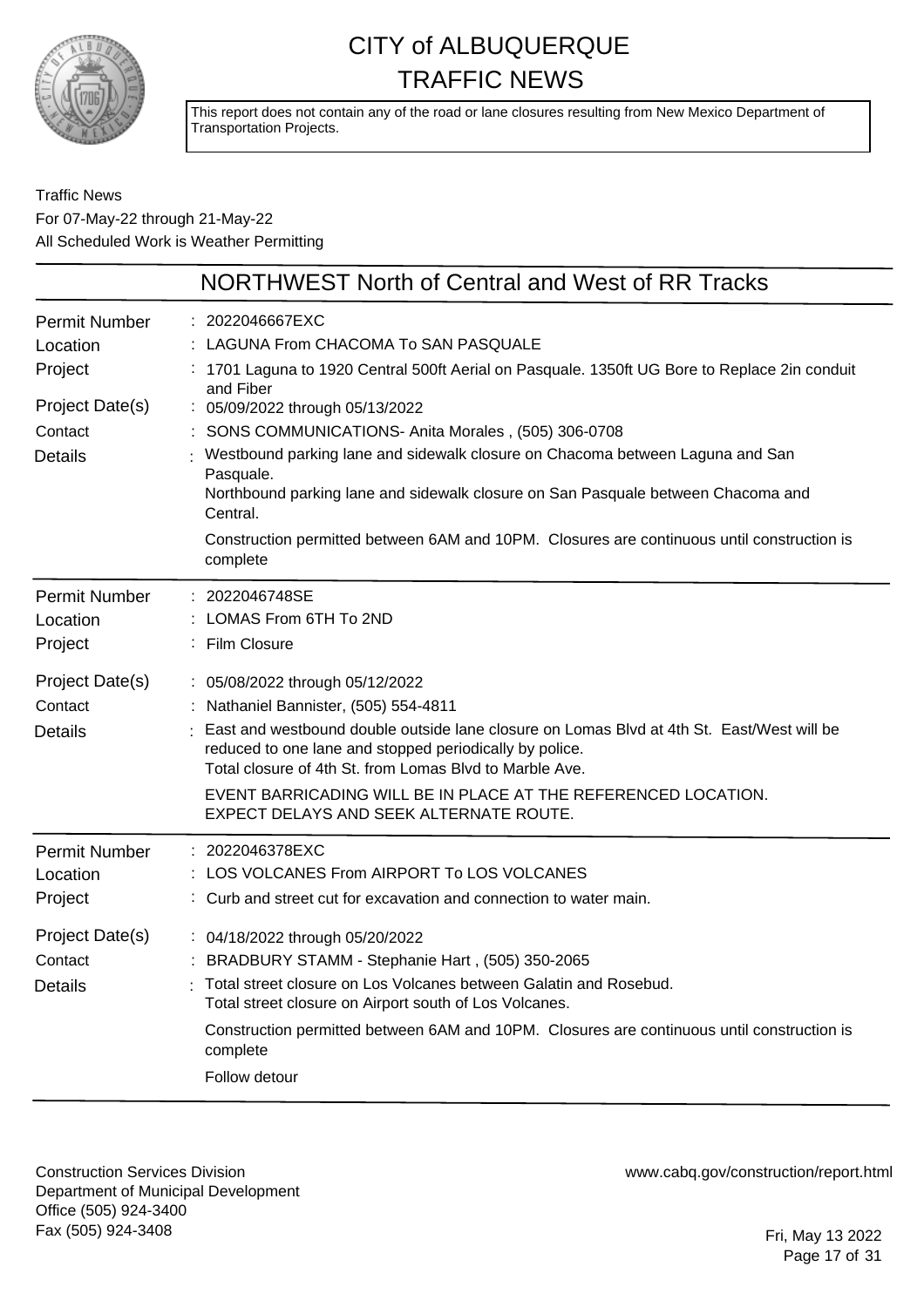# CITY of ALBUQUERQUE
# TRAFFIC NEWS

This report does not contain any of the road or lane closures resulting from New Mexico Department of Transportation Projects.

Traffic News
For 07-May-22 through 21-May-22
All Scheduled Work is Weather Permitting

## NORTHWEST North of Central and West of RR Tracks

| | |
|---|---|
| Permit Number | 2022046667EXC |
| Location | LAGUNA From CHACOMA To SAN PASQUALE |
| Project | 1701 Laguna to 1920 Central 500ft Aerial on Pasquale. 1350ft UG Bore to Replace 2in conduit and Fiber |
| Project Date(s) | 05/09/2022 through 05/13/2022 |
| Contact | SONS COMMUNICATIONS- Anita Morales , (505) 306-0708 |
| Details | Westbound parking lane and sidewalk closure on Chacoma between Laguna and San Pasquale.<br>Northbound parking lane and sidewalk closure on San Pasquale between Chacoma and Central.<br>Construction permitted between 6AM and 10PM. Closures are continuous until construction is complete |

| | |
|---|---|
| Permit Number | 2022046748SE |
| Location | LOMAS From 6TH To 2ND |
| Project | Film Closure |
| Project Date(s) | 05/08/2022 through 05/12/2022 |
| Contact | Nathaniel Bannister, (505) 554-4811 |
| Details | East and westbound double outside lane closure on Lomas Blvd at 4th St. East/West will be reduced to one lane and stopped periodically by police.<br>Total closure of 4th St. from Lomas Blvd to Marble Ave.<br>EVENT BARRICADING WILL BE IN PLACE AT THE REFERENCED LOCATION. EXPECT DELAYS AND SEEK ALTERNATE ROUTE. |

| | |
|---|---|
| Permit Number | 2022046378EXC |
| Location | LOS VOLCANES From AIRPORT To LOS VOLCANES |
| Project | Curb and street cut for excavation and connection to water main. |
| Project Date(s) | 04/18/2022 through 05/20/2022 |
| Contact | BRADBURY STAMM - Stephanie Hart , (505) 350-2065 |
| Details | Total street closure on Los Volcanes between Galatin and Rosebud.<br>Total street closure on Airport south of Los Volcanes.<br>Construction permitted between 6AM and 10PM. Closures are continuous until construction is complete<br>Follow detour |

Construction Services Division
Department of Municipal Development
Office (505) 924-3400
Fax (505) 924-3408

www.cabq.gov/construction/report.html

Fri, May 13 2022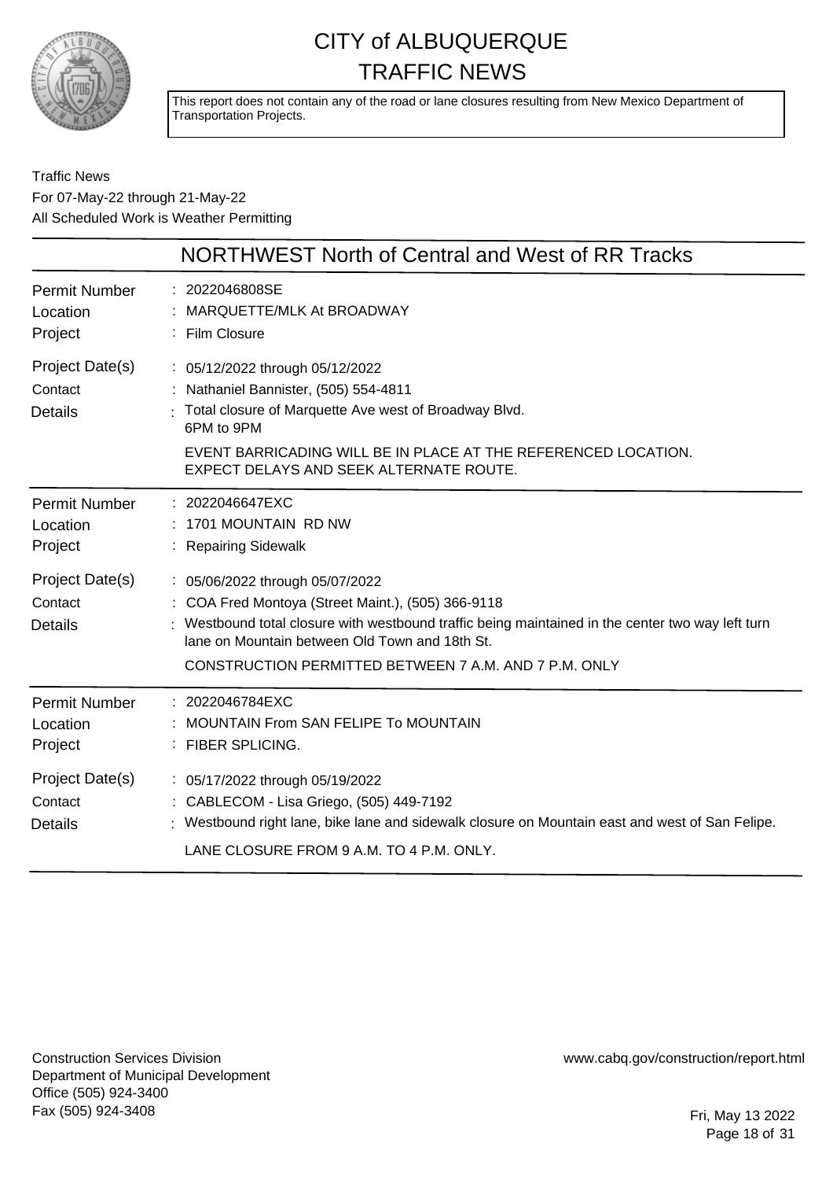# CITY of ALBUQUERQUE TRAFFIC NEWS

This report does not contain any of the road or lane closures resulting from New Mexico Department of Transportation Projects.

Traffic News
For 07-May-22 through 21-May-22
All Scheduled Work is Weather Permitting

## NORTHWEST North of Central and West of RR Tracks

| | |
|---|---|
| Permit Number | 2022046808SE |
| Location | MARQUETTE/MLK At BROADWAY |
| Project | Film Closure |
| Project Date(s) | 05/12/2022 through 05/12/2022 |
| Contact | Nathaniel Bannister, (505) 554-4811 |
| Details | Total closure of Marquette Ave west of Broadway Blvd. 6PM to 9PM<br>EVENT BARRICADING WILL BE IN PLACE AT THE REFERENCED LOCATION. EXPECT DELAYS AND SEEK ALTERNATE ROUTE. |

| | |
|---|---|
| Permit Number | 2022046647EXC |
| Location | 1701 MOUNTAIN RD NW |
| Project | Repairing Sidewalk |
| Project Date(s) | 05/06/2022 through 05/07/2022 |
| Contact | COA Fred Montoya (Street Maint.), (505) 366-9118 |
| Details | Westbound total closure with westbound traffic being maintained in the center two way left turn lane on Mountain between Old Town and 18th St.<br>CONSTRUCTION PERMITTED BETWEEN 7 A.M. AND 7 P.M. ONLY |

| | |
|---|---|
| Permit Number | 2022046784EXC |
| Location | MOUNTAIN From SAN FELIPE To MOUNTAIN |
| Project | FIBER SPLICING. |
| Project Date(s) | 05/17/2022 through 05/19/2022 |
| Contact | CABLECOM - Lisa Griego, (505) 449-7192 |
| Details | Westbound right lane, bike lane and sidewalk closure on Mountain east and west of San Felipe.<br>LANE CLOSURE FROM 9 A.M. TO 4 P.M. ONLY. |

Construction Services Division
Department of Municipal Development
Office (505) 924-3400
Fax (505) 924-3408

www.cabq.gov/construction/report.html

Fri, May 13 2022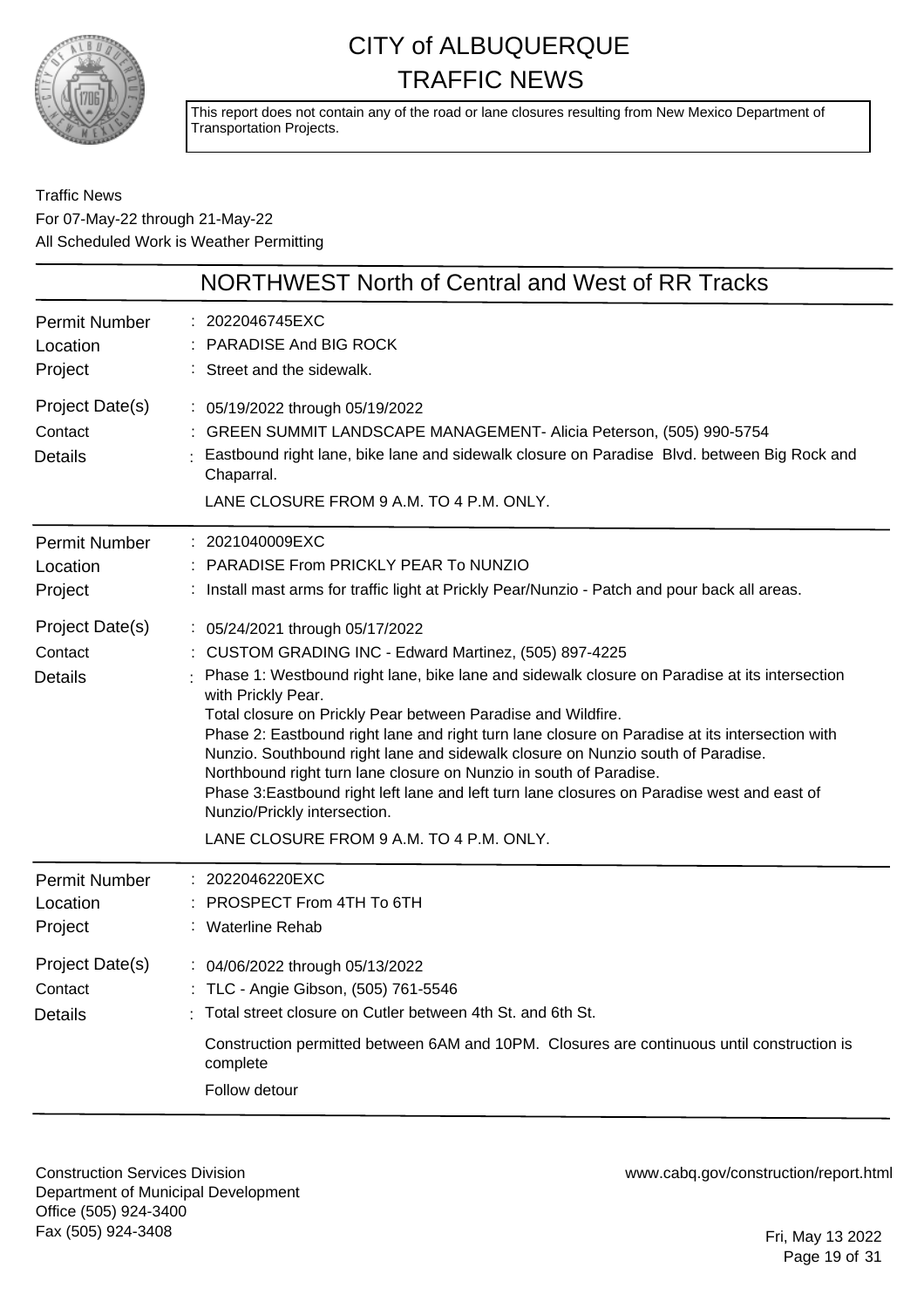# CITY of ALBUQUERQUE
# TRAFFIC NEWS

This report does not contain any of the road or lane closures resulting from New Mexico Department of Transportation Projects.

Traffic News
For 07-May-22 through 21-May-22
All Scheduled Work is Weather Permitting

## NORTHWEST North of Central and West of RR Tracks

| | |
|---|---|
| Permit Number | : 2022046745EXC |
| Location | : PARADISE And BIG ROCK |
| Project | : Street and the sidewalk. |
| Project Date(s) | : 05/19/2022 through 05/19/2022 |
| Contact | : GREEN SUMMIT LANDSCAPE MANAGEMENT- Alicia Peterson, (505) 990-5754 |
| Details | : Eastbound right lane, bike lane and sidewalk closure on Paradise Blvd. between Big Rock and Chaparral.<br>LANE CLOSURE FROM 9 A.M. TO 4 P.M. ONLY. |

| | |
|---|---|
| Permit Number | : 2021040009EXC |
| Location | : PARADISE From PRICKLY PEAR To NUNZIO |
| Project | : Install mast arms for traffic light at Prickly Pear/Nunzio - Patch and pour back all areas. |
| Project Date(s) | : 05/24/2021 through 05/17/2022 |
| Contact | : CUSTOM GRADING INC - Edward Martinez, (505) 897-4225 |
| Details | : Phase 1: Westbound right lane, bike lane and sidewalk closure on Paradise at its intersection with Prickly Pear.<br>Total closure on Prickly Pear between Paradise and Wildfire.<br>Phase 2: Eastbound right lane and right turn lane closure on Paradise at its intersection with Nunzio. Southbound right lane and sidewalk closure on Nunzio south of Paradise.<br>Northbound right turn lane closure on Nunzio in south of Paradise.<br>Phase 3:Eastbound right left lane and left turn lane closures on Paradise west and east of Nunzio/Prickly intersection.<br>LANE CLOSURE FROM 9 A.M. TO 4 P.M. ONLY. |

| | |
|---|---|
| Permit Number | : 2022046220EXC |
| Location | : PROSPECT From 4TH To 6TH |
| Project | : Waterline Rehab |
| Project Date(s) | : 04/06/2022 through 05/13/2022 |
| Contact | : TLC - Angie Gibson, (505) 761-5546 |
| Details | : Total street closure on Cutler between 4th St. and 6th St.<br>Construction permitted between 6AM and 10PM. Closures are continuous until construction is complete<br>Follow detour |

Construction Services Division
Department of Municipal Development
Office (505) 924-3400
Fax (505) 924-3408

www.cabq.gov/construction/report.html

Fri, May 13 2022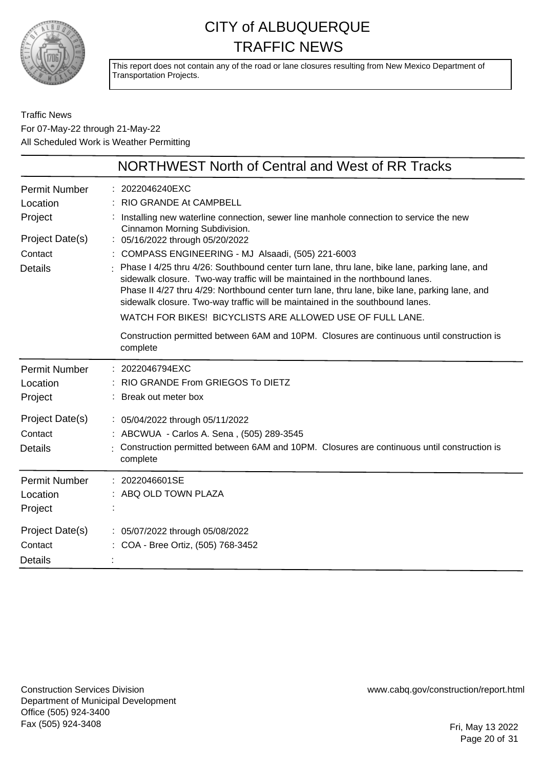# CITY of ALBUQUERQUE TRAFFIC NEWS

This report does not contain any of the road or lane closures resulting from New Mexico Department of Transportation Projects.

Traffic News
For 07-May-22 through 21-May-22
All Scheduled Work is Weather Permitting

## NORTHWEST North of Central and West of RR Tracks

| | |
|---|---|
| Permit Number | : 2022046240EXC |
| Location | : RIO GRANDE At CAMPBELL |
| Project | : Installing new waterline connection, sewer line manhole connection to service the new Cinnamon Morning Subdivision. |
| Project Date(s) | : 05/16/2022 through 05/20/2022 |
| Contact | : COMPASS ENGINEERING - MJ Alsaadi, (505) 221-6003 |
| Details | : Phase I 4/25 thru 4/26: Southbound center turn lane, thru lane, bike lane, parking lane, and sidewalk closure. Two-way traffic will be maintained in the northbound lanes. Phase II 4/27 thru 4/29: Northbound center turn lane, thru lane, bike lane, parking lane, and sidewalk closure. Two-way traffic will be maintained in the southbound lanes. WATCH FOR BIKES! BICYCLISTS ARE ALLOWED USE OF FULL LANE. Construction permitted between 6AM and 10PM. Closures are continuous until construction is complete |

| | |
|---|---|
| Permit Number | : 2022046794EXC |
| Location | : RIO GRANDE From GRIEGOS To DIETZ |
| Project | : Break out meter box |
| Project Date(s) | : 05/04/2022 through 05/11/2022 |
| Contact | : ABCWUA - Carlos A. Sena , (505) 289-3545 |
| Details | : Construction permitted between 6AM and 10PM. Closures are continuous until construction is complete |

| | |
|---|---|
| Permit Number | : 2022046601SE |
| Location | : ABQ OLD TOWN PLAZA |
| Project | : |
| Project Date(s) | : 05/07/2022 through 05/08/2022 |
| Contact | : COA - Bree Ortiz, (505) 768-3452 |
| Details | : |

Construction Services Division
Department of Municipal Development
Office (505) 924-3400
Fax (505) 924-3408

www.cabq.gov/construction/report.html

Fri, May 13 2022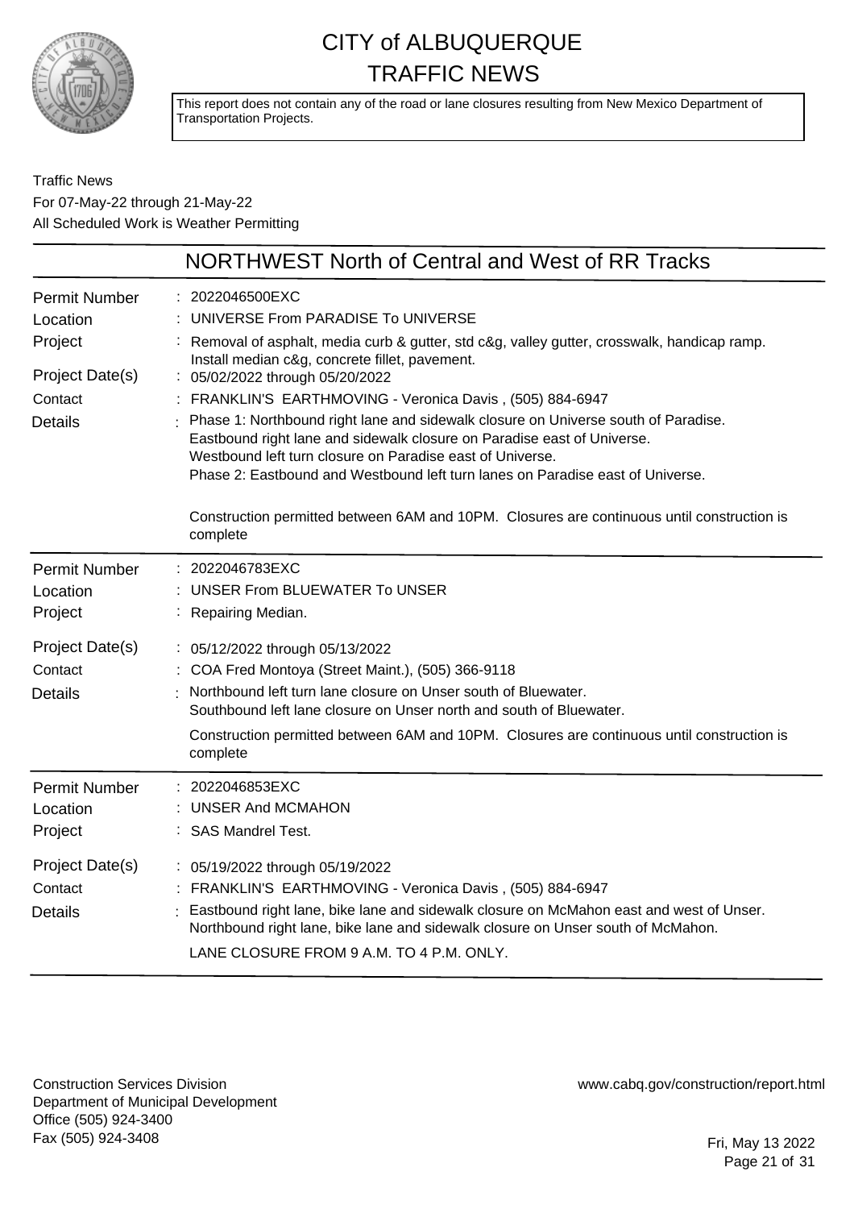# CITY of ALBUQUERQUE TRAFFIC NEWS

This report does not contain any of the road or lane closures resulting from New Mexico Department of Transportation Projects.

Traffic News
For 07-May-22 through 21-May-22
All Scheduled Work is Weather Permitting

## NORTHWEST North of Central and West of RR Tracks

| | |
|---|---|
| Permit Number | 2022046500EXC |
| Location | UNIVERSE From PARADISE To UNIVERSE |
| Project | Removal of asphalt, media curb & gutter, std c&g, valley gutter, crosswalk, handicap ramp. Install median c&g, concrete fillet, pavement. |
| Project Date(s) | 05/02/2022 through 05/20/2022 |
| Contact | FRANKLIN'S EARTHMOVING - Veronica Davis , (505) 884-6947 |
| Details | Phase 1: Northbound right lane and sidewalk closure on Universe south of Paradise.<br>Eastbound right lane and sidewalk closure on Paradise east of Universe.<br>Westbound left turn closure on Paradise east of Universe.<br>Phase 2: Eastbound and Westbound left turn lanes on Paradise east of Universe.<br><br>Construction permitted between 6AM and 10PM. Closures are continuous until construction is complete |

| | |
|---|---|
| Permit Number | 2022046783EXC |
| Location | UNSER From BLUEWATER To UNSER |
| Project | Repairing Median. |
| Project Date(s) | 05/12/2022 through 05/13/2022 |
| Contact | COA Fred Montoya (Street Maint.), (505) 366-9118 |
| Details | Northbound left turn lane closure on Unser south of Bluewater.<br>Southbound left lane closure on Unser north and south of Bluewater.<br><br>Construction permitted between 6AM and 10PM. Closures are continuous until construction is complete |

| | |
|---|---|
| Permit Number | 2022046853EXC |
| Location | UNSER And MCMAHON |
| Project | SAS Mandrel Test. |
| Project Date(s) | 05/19/2022 through 05/19/2022 |
| Contact | FRANKLIN'S EARTHMOVING - Veronica Davis , (505) 884-6947 |
| Details | Eastbound right lane, bike lane and sidewalk closure on McMahon east and west of Unser.<br>Northbound right lane, bike lane and sidewalk closure on Unser south of McMahon.<br><br>LANE CLOSURE FROM 9 A.M. TO 4 P.M. ONLY. |

Construction Services Division
Department of Municipal Development
Office (505) 924-3400
Fax (505) 924-3408

www.cabq.gov/construction/report.html

Fri, May 13 2022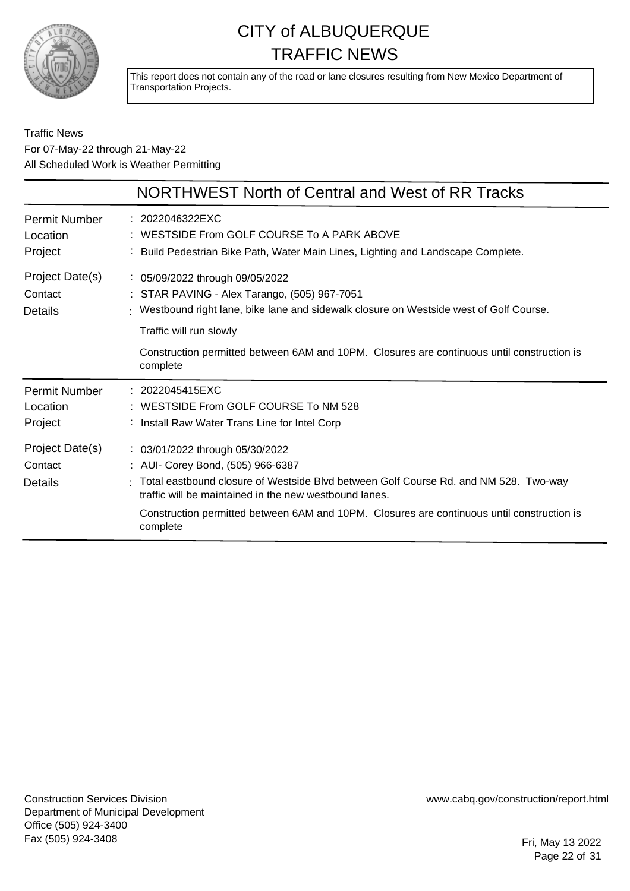# CITY of ALBUQUERQUE TRAFFIC NEWS

This report does not contain any of the road or lane closures resulting from New Mexico Department of Transportation Projects.

Traffic News
For 07-May-22 through 21-May-22
All Scheduled Work is Weather Permitting

## NORTHWEST North of Central and West of RR Tracks

| | |
|---|---|
| Permit Number | : 2022046322EXC |
| Location | : WESTSIDE From GOLF COURSE To A PARK ABOVE |
| Project | : Build Pedestrian Bike Path, Water Main Lines, Lighting and Landscape Complete. |
| Project Date(s) | : 05/09/2022 through 09/05/2022 |
| Contact | : STAR PAVING - Alex Tarango, (505) 967-7051 |
| Details | : Westbound right lane, bike lane and sidewalk closure on Westside west of Golf Course.<br><br>Traffic will run slowly<br><br>Construction permitted between 6AM and 10PM. Closures are continuous until construction is complete |

| | |
|---|---|
| Permit Number | : 2022045415EXC |
| Location | : WESTSIDE From GOLF COURSE To NM 528 |
| Project | : Install Raw Water Trans Line for Intel Corp |
| Project Date(s) | : 03/01/2022 through 05/30/2022 |
| Contact | : AUI- Corey Bond, (505) 966-6387 |
| Details | : Total eastbound closure of Westside Blvd between Golf Course Rd. and NM 528. Two-way traffic will be maintained in the new westbound lanes.<br><br>Construction permitted between 6AM and 10PM. Closures are continuous until construction is complete |

Construction Services Division
Department of Municipal Development
Office (505) 924-3400
Fax (505) 924-3408

www.cabq.gov/construction/report.html

Fri, May 13 2022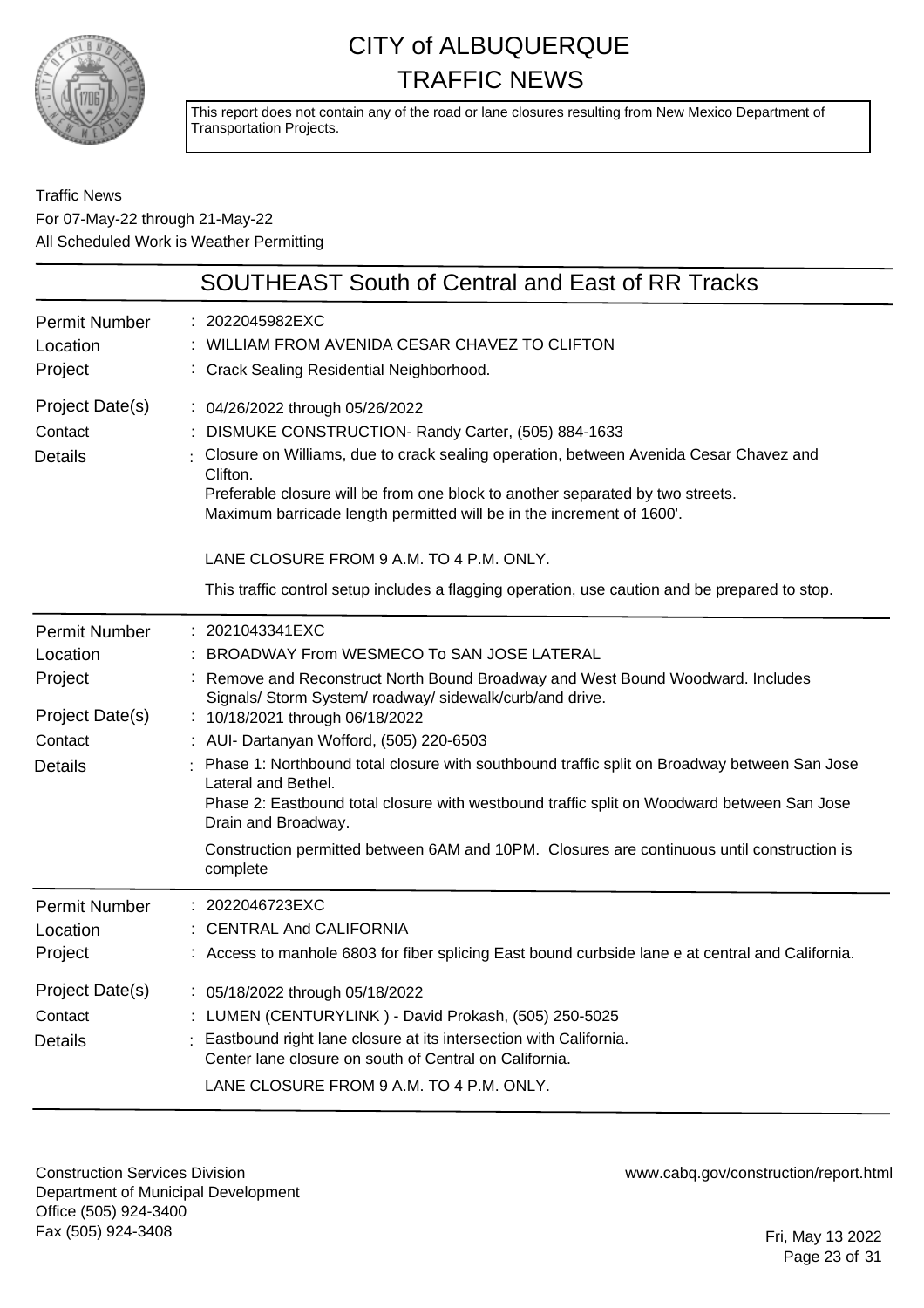# CITY of ALBUQUERQUE
# TRAFFIC NEWS

This report does not contain any of the road or lane closures resulting from New Mexico Department of Transportation Projects.

Traffic News
For 07-May-22 through 21-May-22
All Scheduled Work is Weather Permitting

## SOUTHEAST South of Central and East of RR Tracks

**Permit Number** : 2022045982EXC
**Location** : WILLIAM FROM AVENIDA CESAR CHAVEZ TO CLIFTON
**Project** : Crack Sealing Residential Neighborhood.
**Project Date(s)** : 04/26/2022 through 05/26/2022
**Contact** : DISMUKE CONSTRUCTION- Randy Carter, (505) 884-1633
**Details** : Closure on Williams, due to crack sealing operation, between Avenida Cesar Chavez and Clifton.
Preferable closure will be from one block to another separated by two streets.
Maximum barricade length permitted will be in the increment of 1600'.

LANE CLOSURE FROM 9 A.M. TO 4 P.M. ONLY.

This traffic control setup includes a flagging operation, use caution and be prepared to stop.

---

**Permit Number** : 2021043341EXC
**Location** : BROADWAY From WESMECO To SAN JOSE LATERAL
**Project** : Remove and Reconstruct North Bound Broadway and West Bound Woodward. Includes Signals/ Storm System/ roadway/ sidewalk/curb/and drive.
**Project Date(s)** : 10/18/2021 through 06/18/2022
**Contact** : AUI- Dartanyan Wofford, (505) 220-6503
**Details** : Phase 1: Northbound total closure with southbound traffic split on Broadway between San Jose Lateral and Bethel.
Phase 2: Eastbound total closure with westbound traffic split on Woodward between San Jose Drain and Broadway.

Construction permitted between 6AM and 10PM. Closures are continuous until construction is complete

---

**Permit Number** : 2022046723EXC
**Location** : CENTRAL And CALIFORNIA
**Project** : Access to manhole 6803 for fiber splicing East bound curbside lane e at central and California.
**Project Date(s)** : 05/18/2022 through 05/18/2022
**Contact** : LUMEN (CENTURYLINK ) - David Prokash, (505) 250-5025
**Details** : Eastbound right lane closure at its intersection with California.
Center lane closure on south of Central on California.
LANE CLOSURE FROM 9 A.M. TO 4 P.M. ONLY.

---

Construction Services Division
Department of Municipal Development
Office (505) 924-3400
Fax (505) 924-3408

www.cabq.gov/construction/report.html

Fri, May 13 2022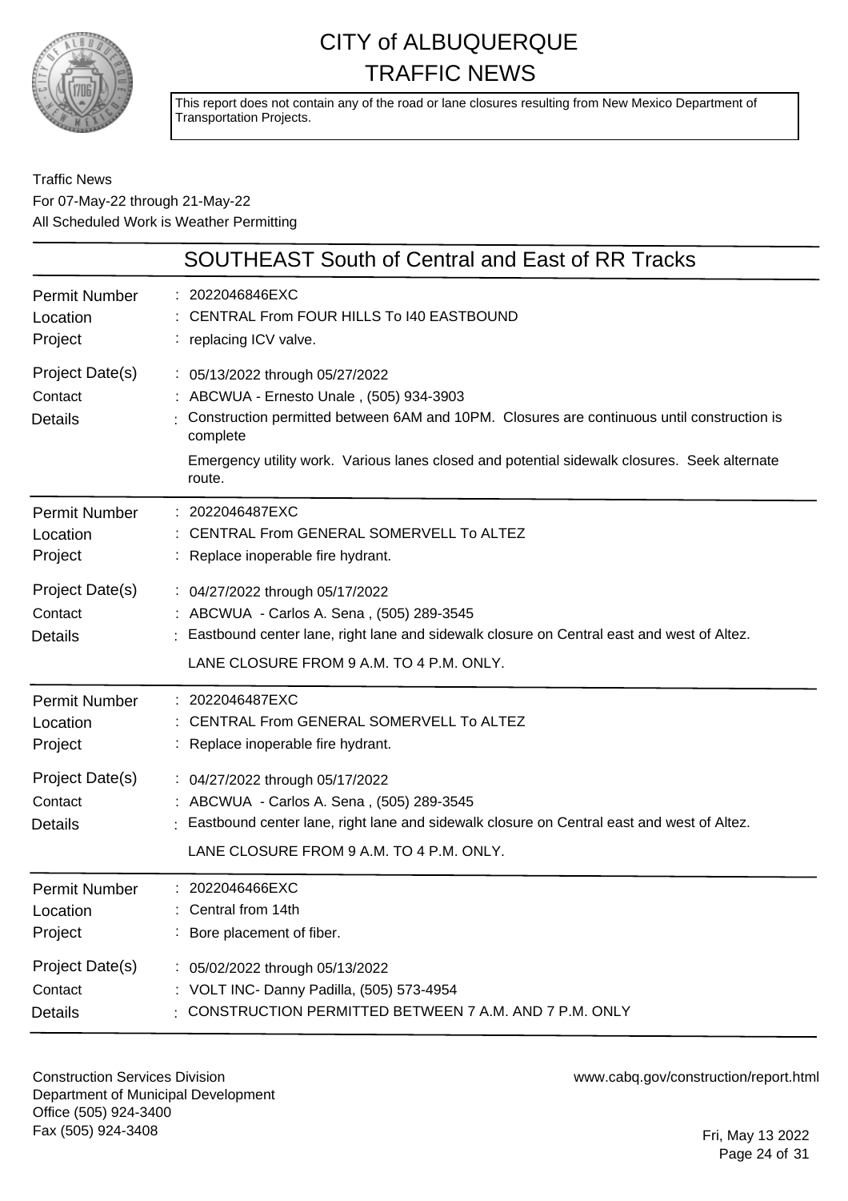# CITY of ALBUQUERQUE TRAFFIC NEWS

This report does not contain any of the road or lane closures resulting from New Mexico Department of Transportation Projects.

Traffic News
For 07-May-22 through 21-May-22
All Scheduled Work is Weather Permitting

## SOUTHEAST South of Central and East of RR Tracks

**Permit Number**: 2022046846EXC
**Location**: CENTRAL From FOUR HILLS To I40 EASTBOUND
**Project**: replacing ICV valve.
**Project Date(s)**: 05/13/2022 through 05/27/2022
**Contact**: ABCWUA - Ernesto Unale , (505) 934-3903
**Details**: Construction permitted between 6AM and 10PM. Closures are continuous until construction is complete

Emergency utility work. Various lanes closed and potential sidewalk closures. Seek alternate route.

---

**Permit Number**: 2022046487EXC
**Location**: CENTRAL From GENERAL SOMERVELL To ALTEZ
**Project**: Replace inoperable fire hydrant.
**Project Date(s)**: 04/27/2022 through 05/17/2022
**Contact**: ABCWUA - Carlos A. Sena , (505) 289-3545
**Details**: Eastbound center lane, right lane and sidewalk closure on Central east and west of Altez.

LANE CLOSURE FROM 9 A.M. TO 4 P.M. ONLY.

---

**Permit Number**: 2022046487EXC
**Location**: CENTRAL From GENERAL SOMERVELL To ALTEZ
**Project**: Replace inoperable fire hydrant.
**Project Date(s)**: 04/27/2022 through 05/17/2022
**Contact**: ABCWUA - Carlos A. Sena , (505) 289-3545
**Details**: Eastbound center lane, right lane and sidewalk closure on Central east and west of Altez.

LANE CLOSURE FROM 9 A.M. TO 4 P.M. ONLY.

---

**Permit Number**: 2022046466EXC
**Location**: Central from 14th
**Project**: Bore placement of fiber.
**Project Date(s)**: 05/02/2022 through 05/13/2022
**Contact**: VOLT INC- Danny Padilla, (505) 573-4954
**Details**: CONSTRUCTION PERMITTED BETWEEN 7 A.M. AND 7 P.M. ONLY

---

Construction Services Division
Department of Municipal Development
Office (505) 924-3400
Fax (505) 924-3408

www.cabq.gov/construction/report.html

Fri, May 13 2022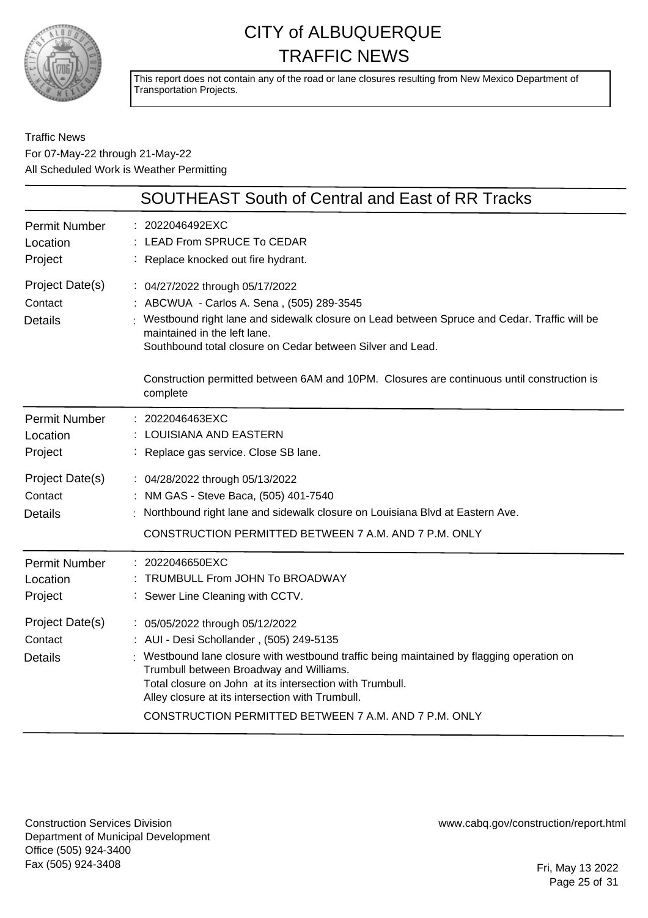# CITY of ALBUQUERQUE
# TRAFFIC NEWS

This report does not contain any of the road or lane closures resulting from New Mexico Department of Transportation Projects.

Traffic News
For 07-May-22 through 21-May-22
All Scheduled Work is Weather Permitting

## SOUTHEAST South of Central and East of RR Tracks

| | |
|---|---|
| Permit Number | : 2022046492EXC |
| Location | : LEAD From SPRUCE To CEDAR |
| Project | : Replace knocked out fire hydrant. |
| Project Date(s) | : 04/27/2022 through 05/17/2022 |
| Contact | : ABCWUA - Carlos A. Sena , (505) 289-3545 |
| Details | : Westbound right lane and sidewalk closure on Lead between Spruce and Cedar. Traffic will be maintained in the left lane.<br>Southbound total closure on Cedar between Silver and Lead.<br><br>Construction permitted between 6AM and 10PM. Closures are continuous until construction is complete |

| | |
|---|---|
| Permit Number | : 2022046463EXC |
| Location | : LOUISIANA AND EASTERN |
| Project | : Replace gas service. Close SB lane. |
| Project Date(s) | : 04/28/2022 through 05/13/2022 |
| Contact | : NM GAS - Steve Baca, (505) 401-7540 |
| Details | : Northbound right lane and sidewalk closure on Louisiana Blvd at Eastern Ave.<br>CONSTRUCTION PERMITTED BETWEEN 7 A.M. AND 7 P.M. ONLY |

| | |
|---|---|
| Permit Number | : 2022046650EXC |
| Location | : TRUMBULL From JOHN To BROADWAY |
| Project | : Sewer Line Cleaning with CCTV. |
| Project Date(s) | : 05/05/2022 through 05/12/2022 |
| Contact | : AUI - Desi Schollander , (505) 249-5135 |
| Details | : Westbound lane closure with westbound traffic being maintained by flagging operation on Trumbull between Broadway and Williams.<br>Total closure on John at its intersection with Trumbull.<br>Alley closure at its intersection with Trumbull.<br>CONSTRUCTION PERMITTED BETWEEN 7 A.M. AND 7 P.M. ONLY |

Construction Services Division
Department of Municipal Development
Office (505) 924-3400
Fax (505) 924-3408

www.cabq.gov/construction/report.html

Fri, May 13 2022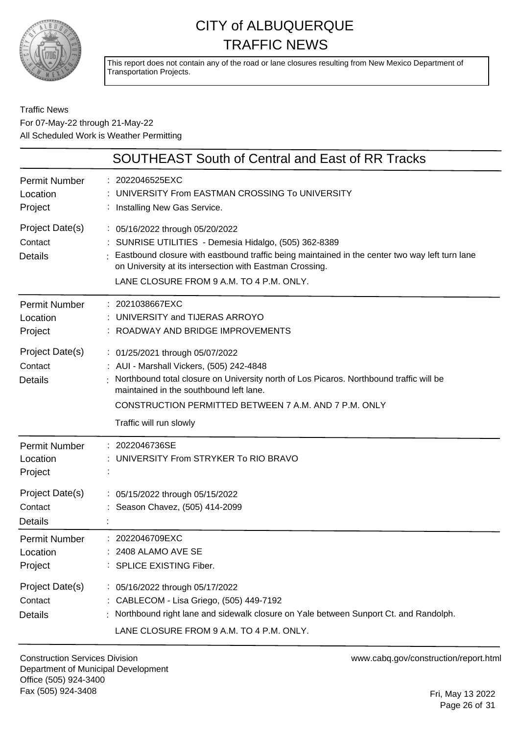# CITY of ALBUQUERQUE TRAFFIC NEWS

This report does not contain any of the road or lane closures resulting from New Mexico Department of Transportation Projects.

Traffic News
For 07-May-22 through 21-May-22
All Scheduled Work is Weather Permitting

## SOUTHEAST South of Central and East of RR Tracks

| | |
|---|---|
| Permit Number | : 2022046525EXC |
| Location | : UNIVERSITY From EASTMAN CROSSING To UNIVERSITY |
| Project | : Installing New Gas Service. |
| Project Date(s) | : 05/16/2022 through 05/20/2022 |
| Contact | : SUNRISE UTILITIES - Demesia Hidalgo, (505) 362-8389 |
| Details | : Eastbound closure with eastbound traffic being maintained in the center two way left turn lane on University at its intersection with Eastman Crossing.<br>LANE CLOSURE FROM 9 A.M. TO 4 P.M. ONLY. |

| | |
|---|---|
| Permit Number | : 2021038667EXC |
| Location | : UNIVERSITY and TIJERAS ARROYO |
| Project | : ROADWAY AND BRIDGE IMPROVEMENTS |
| Project Date(s) | : 01/25/2021 through 05/07/2022 |
| Contact | : AUI - Marshall Vickers, (505) 242-4848 |
| Details | : Northbound total closure on University north of Los Picaros. Northbound traffic will be maintained in the southbound left lane.<br>CONSTRUCTION PERMITTED BETWEEN 7 A.M. AND 7 P.M. ONLY<br>Traffic will run slowly |

| | |
|---|---|
| Permit Number | : 2022046736SE |
| Location | : UNIVERSITY From STRYKER To RIO BRAVO |
| Project | : |
| Project Date(s) | : 05/15/2022 through 05/15/2022 |
| Contact | : Season Chavez, (505) 414-2099 |
| Details | : |

| | |
|---|---|
| Permit Number | : 2022046709EXC |
| Location | : 2408 ALAMO AVE SE |
| Project | : SPLICE EXISTING Fiber. |
| Project Date(s) | : 05/16/2022 through 05/17/2022 |
| Contact | : CABLECOM - Lisa Griego, (505) 449-7192 |
| Details | : Northbound right lane and sidewalk closure on Yale between Sunport Ct. and Randolph.<br>LANE CLOSURE FROM 9 A.M. TO 4 P.M. ONLY. |

Construction Services Division
Department of Municipal Development
Office (505) 924-3400
Fax (505) 924-3408

www.cabq.gov/construction/report.html

Fri, May 13 2022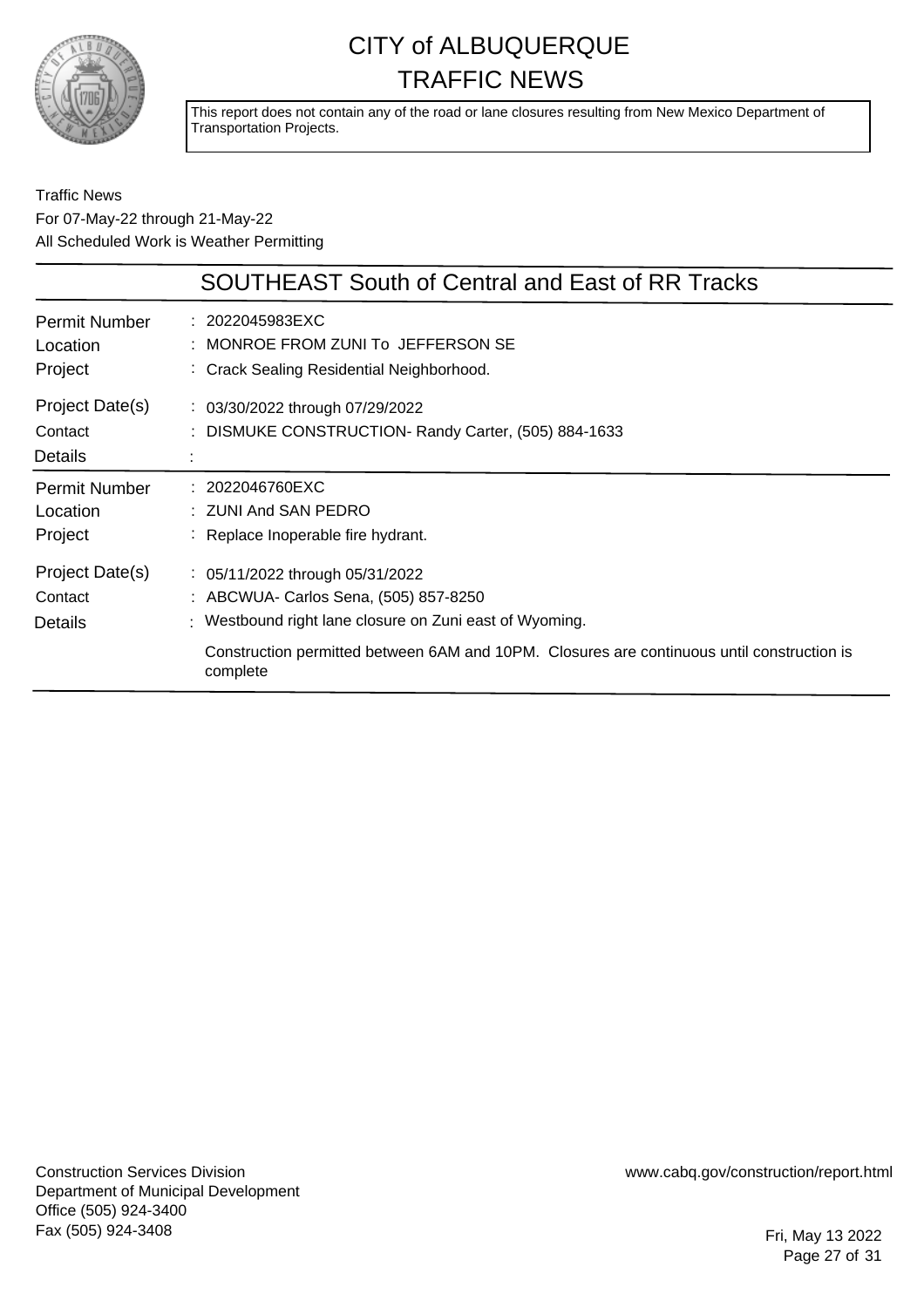# CITY of ALBUQUERQUE TRAFFIC NEWS

This report does not contain any of the road or lane closures resulting from New Mexico Department of Transportation Projects.

Traffic News
For 07-May-22 through 21-May-22
All Scheduled Work is Weather Permitting

## SOUTHEAST South of Central and East of RR Tracks

| | |
|---|---|
| Permit Number | 2022045983EXC |
| Location | MONROE FROM ZUNI To JEFFERSON SE |
| Project | Crack Sealing Residential Neighborhood. |
| Project Date(s) | 03/30/2022 through 07/29/2022 |
| Contact | DISMUKE CONSTRUCTION- Randy Carter, (505) 884-1633 |
| Details | |

| | |
|---|---|
| Permit Number | 2022046760EXC |
| Location | ZUNI And SAN PEDRO |
| Project | Replace Inoperable fire hydrant. |
| Project Date(s) | 05/11/2022 through 05/31/2022 |
| Contact | ABCWUA- Carlos Sena, (505) 857-8250 |
| Details | Westbound right lane closure on Zuni east of Wyoming.<br><br>Construction permitted between 6AM and 10PM. Closures are continuous until construction is complete |

Construction Services Division
Department of Municipal Development
Office (505) 924-3400
Fax (505) 924-3408

www.cabq.gov/construction/report.html

Fri, May 13 2022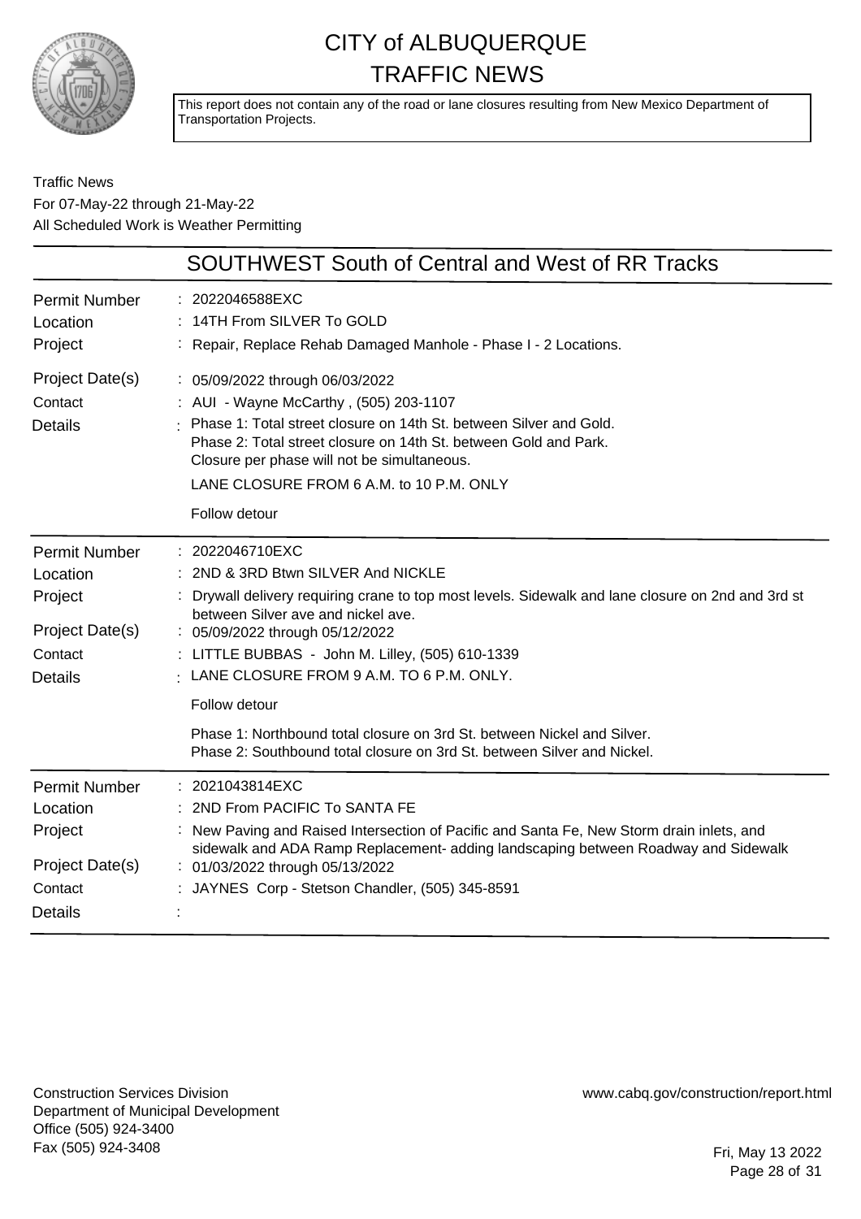# CITY of ALBUQUERQUE TRAFFIC NEWS

This report does not contain any of the road or lane closures resulting from New Mexico Department of Transportation Projects.

Traffic News
For 07-May-22 through 21-May-22
All Scheduled Work is Weather Permitting

## SOUTHWEST South of Central and West of RR Tracks

| | |
|---|---|
| Permit Number | 2022046588EXC |
| Location | 14TH From SILVER To GOLD |
| Project | Repair, Replace Rehab Damaged Manhole - Phase I - 2 Locations. |
| Project Date(s) | 05/09/2022 through 06/03/2022 |
| Contact | AUI - Wayne McCarthy , (505) 203-1107 |
| Details | Phase 1: Total street closure on 14th St. between Silver and Gold.<br>Phase 2: Total street closure on 14th St. between Gold and Park.<br>Closure per phase will not be simultaneous.<br>LANE CLOSURE FROM 6 A.M. to 10 P.M. ONLY<br>Follow detour |

| | |
|---|---|
| Permit Number | 2022046710EXC |
| Location | 2ND & 3RD Btwn SILVER And NICKLE |
| Project | Drywall delivery requiring crane to top most levels. Sidewalk and lane closure on 2nd and 3rd st between Silver ave and nickel ave. |
| Project Date(s) | 05/09/2022 through 05/12/2022 |
| Contact | LITTLE BUBBAS - John M. Lilley, (505) 610-1339 |
| Details | LANE CLOSURE FROM 9 A.M. TO 6 P.M. ONLY.<br>Follow detour<br>Phase 1: Northbound total closure on 3rd St. between Nickel and Silver.<br>Phase 2: Southbound total closure on 3rd St. between Silver and Nickel. |

| | |
|---|---|
| Permit Number | 2021043814EXC |
| Location | 2ND From PACIFIC To SANTA FE |
| Project | New Paving and Raised Intersection of Pacific and Santa Fe, New Storm drain inlets, and sidewalk and ADA Ramp Replacement- adding landscaping between Roadway and Sidewalk |
| Project Date(s) | 01/03/2022 through 05/13/2022 |
| Contact | JAYNES Corp - Stetson Chandler, (505) 345-8591 |
| Details | |

Construction Services Division
Department of Municipal Development
Office (505) 924-3400
Fax (505) 924-3408

www.cabq.gov/construction/report.html

Fri, May 13 2022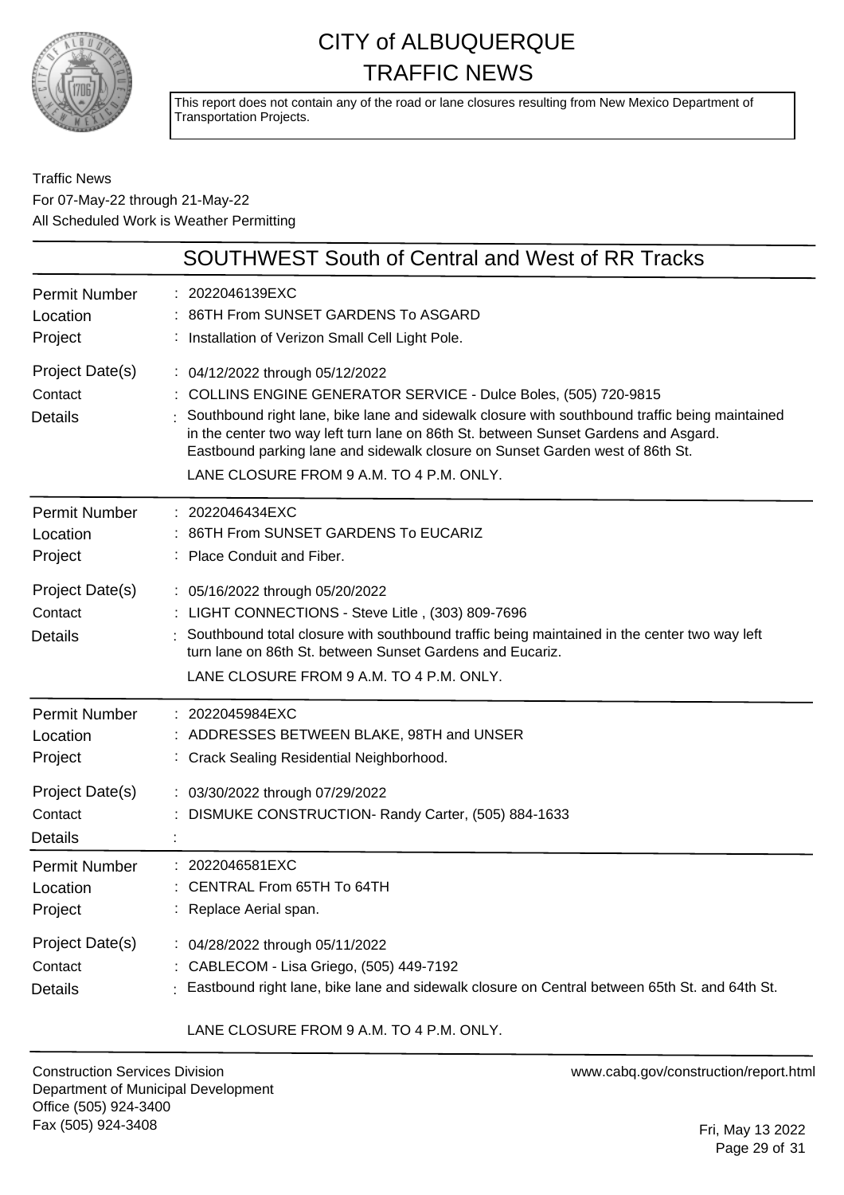# CITY of ALBUQUERQUE TRAFFIC NEWS

This report does not contain any of the road or lane closures resulting from New Mexico Department of Transportation Projects.

Traffic News
For 07-May-22 through 21-May-22
All Scheduled Work is Weather Permitting

## SOUTHWEST South of Central and West of RR Tracks

**Permit Number** : 2022046139EXC
**Location** : 86TH From SUNSET GARDENS To ASGARD
**Project** : Installation of Verizon Small Cell Light Pole.
**Project Date(s)** : 04/12/2022 through 05/12/2022
**Contact** : COLLINS ENGINE GENERATOR SERVICE - Dulce Boles, (505) 720-9815
**Details** : Southbound right lane, bike lane and sidewalk closure with southbound traffic being maintained in the center two way left turn lane on 86th St. between Sunset Gardens and Asgard. Eastbound parking lane and sidewalk closure on Sunset Garden west of 86th St.
LANE CLOSURE FROM 9 A.M. TO 4 P.M. ONLY.

---

**Permit Number** : 2022046434EXC
**Location** : 86TH From SUNSET GARDENS To EUCARIZ
**Project** : Place Conduit and Fiber.
**Project Date(s)** : 05/16/2022 through 05/20/2022
**Contact** : LIGHT CONNECTIONS - Steve Litle , (303) 809-7696
**Details** : Southbound total closure with southbound traffic being maintained in the center two way left turn lane on 86th St. between Sunset Gardens and Eucariz.
LANE CLOSURE FROM 9 A.M. TO 4 P.M. ONLY.

---

**Permit Number** : 2022045984EXC
**Location** : ADDRESSES BETWEEN BLAKE, 98TH and UNSER
**Project** : Crack Sealing Residential Neighborhood.
**Project Date(s)** : 03/30/2022 through 07/29/2022
**Contact** : DISMUKE CONSTRUCTION- Randy Carter, (505) 884-1633
**Details** :

---

**Permit Number** : 2022046581EXC
**Location** : CENTRAL From 65TH To 64TH
**Project** : Replace Aerial span.
**Project Date(s)** : 04/28/2022 through 05/11/2022
**Contact** : CABLECOM - Lisa Griego, (505) 449-7192
**Details** : Eastbound right lane, bike lane and sidewalk closure on Central between 65th St. and 64th St.
LANE CLOSURE FROM 9 A.M. TO 4 P.M. ONLY.

---

Construction Services Division
Department of Municipal Development
Office (505) 924-3400
Fax (505) 924-3408

www.cabq.gov/construction/report.html

Fri, May 13 2022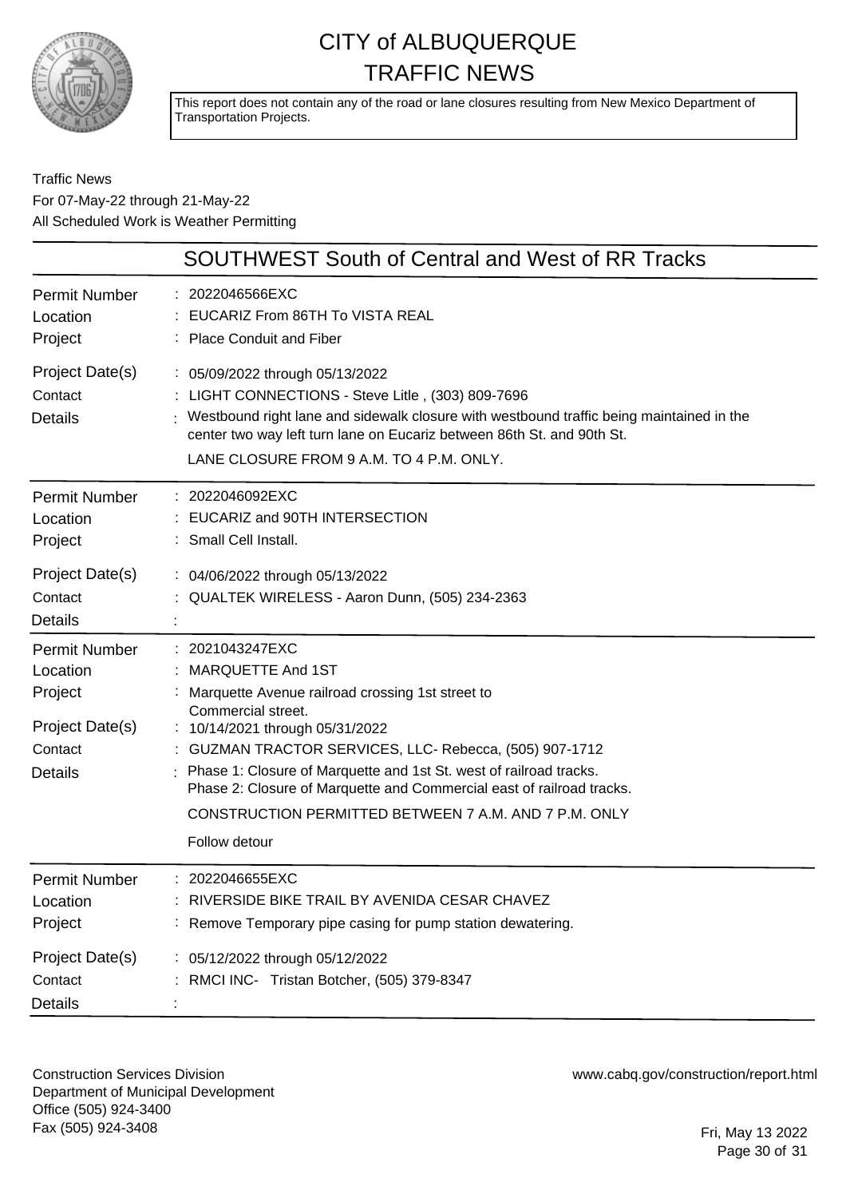# CITY of ALBUQUERQUE TRAFFIC NEWS

This report does not contain any of the road or lane closures resulting from New Mexico Department of Transportation Projects.

Traffic News
For 07-May-22 through 21-May-22
All Scheduled Work is Weather Permitting

## SOUTHWEST South of Central and West of RR Tracks

| | |
|---|---|
| Permit Number | : 2022046566EXC |
| Location | : EUCARIZ From 86TH To VISTA REAL |
| Project | : Place Conduit and Fiber |
| Project Date(s) | : 05/09/2022 through 05/13/2022 |
| Contact | : LIGHT CONNECTIONS - Steve Litle , (303) 809-7696 |
| Details | : Westbound right lane and sidewalk closure with westbound traffic being maintained in the center two way left turn lane on Eucariz between 86th St. and 90th St. LANE CLOSURE FROM 9 A.M. TO 4 P.M. ONLY. |

| | |
|---|---|
| Permit Number | : 2022046092EXC |
| Location | : EUCARIZ and 90TH INTERSECTION |
| Project | : Small Cell Install. |
| Project Date(s) | : 04/06/2022 through 05/13/2022 |
| Contact | : QUALTEK WIRELESS - Aaron Dunn, (505) 234-2363 |
| Details | : |

| | |
|---|---|
| Permit Number | : 2021043247EXC |
| Location | : MARQUETTE And 1ST |
| Project | : Marquette Avenue railroad crossing 1st street to Commercial street. |
| Project Date(s) | : 10/14/2021 through 05/31/2022 |
| Contact | : GUZMAN TRACTOR SERVICES, LLC- Rebecca, (505) 907-1712 |
| Details | : Phase 1: Closure of Marquette and 1st St. west of railroad tracks. Phase 2: Closure of Marquette and Commercial east of railroad tracks. CONSTRUCTION PERMITTED BETWEEN 7 A.M. AND 7 P.M. ONLY Follow detour |

| | |
|---|---|
| Permit Number | : 2022046655EXC |
| Location | : RIVERSIDE BIKE TRAIL BY AVENIDA CESAR CHAVEZ |
| Project | : Remove Temporary pipe casing for pump station dewatering. |
| Project Date(s) | : 05/12/2022 through 05/12/2022 |
| Contact | : RMCI INC- Tristan Botcher, (505) 379-8347 |
| Details | : |

Construction Services Division
Department of Municipal Development
Office (505) 924-3400
Fax (505) 924-3408

www.cabq.gov/construction/report.html

Fri, May 13 2022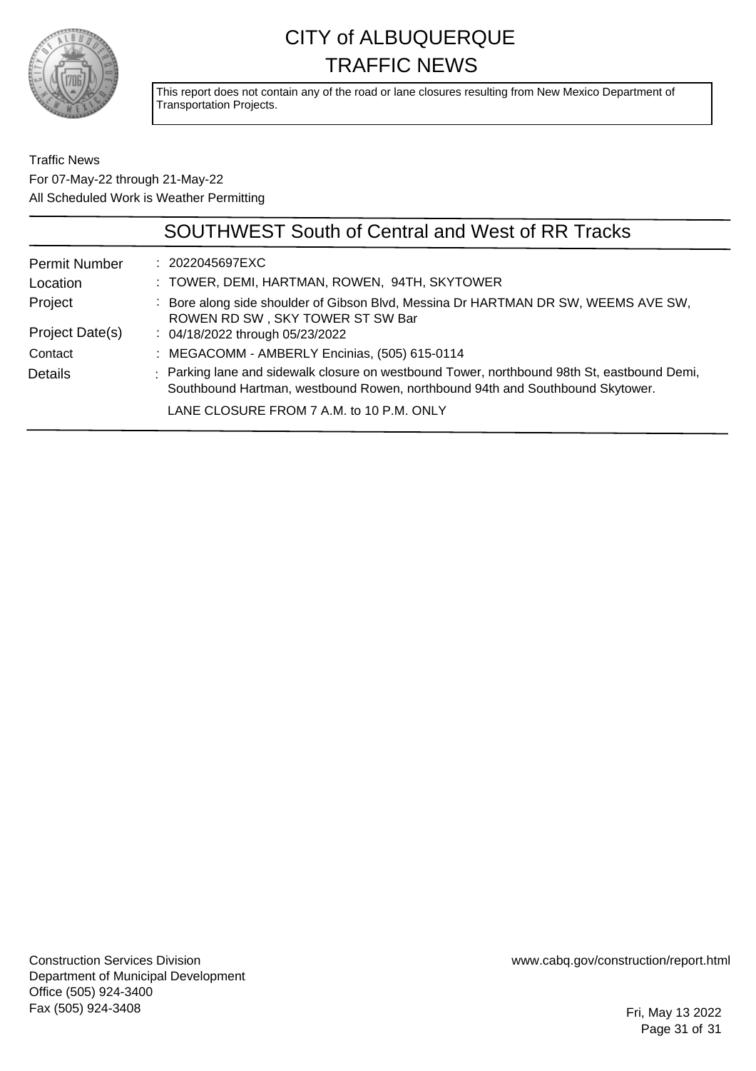# CITY of ALBUQUERQUE
# TRAFFIC NEWS

This report does not contain any of the road or lane closures resulting from New Mexico Department of Transportation Projects.

Traffic News
For 07-May-22 through 21-May-22
All Scheduled Work is Weather Permitting

## SOUTHWEST South of Central and West of RR Tracks

| | |
|---|---|
| Permit Number | : 2022045697EXC |
| Location | : TOWER, DEMI, HARTMAN, ROWEN, 94TH, SKYTOWER |
| Project | : Bore along side shoulder of Gibson Blvd, Messina Dr HARTMAN DR SW, WEEMS AVE SW, ROWEN RD SW , SKY TOWER ST SW Bar |
| Project Date(s) | : 04/18/2022 through 05/23/2022 |
| Contact | : MEGACOMM - AMBERLY Encinias, (505) 615-0114 |
| Details | : Parking lane and sidewalk closure on westbound Tower, northbound 98th St, eastbound Demi, Southbound Hartman, westbound Rowen, northbound 94th and Southbound Skytower. LANE CLOSURE FROM 7 A.M. to 10 P.M. ONLY |

Construction Services Division
Department of Municipal Development
Office (505) 924-3400
Fax (505) 924-3408

www.cabq.gov/construction/report.html

Fri, May 13 2022